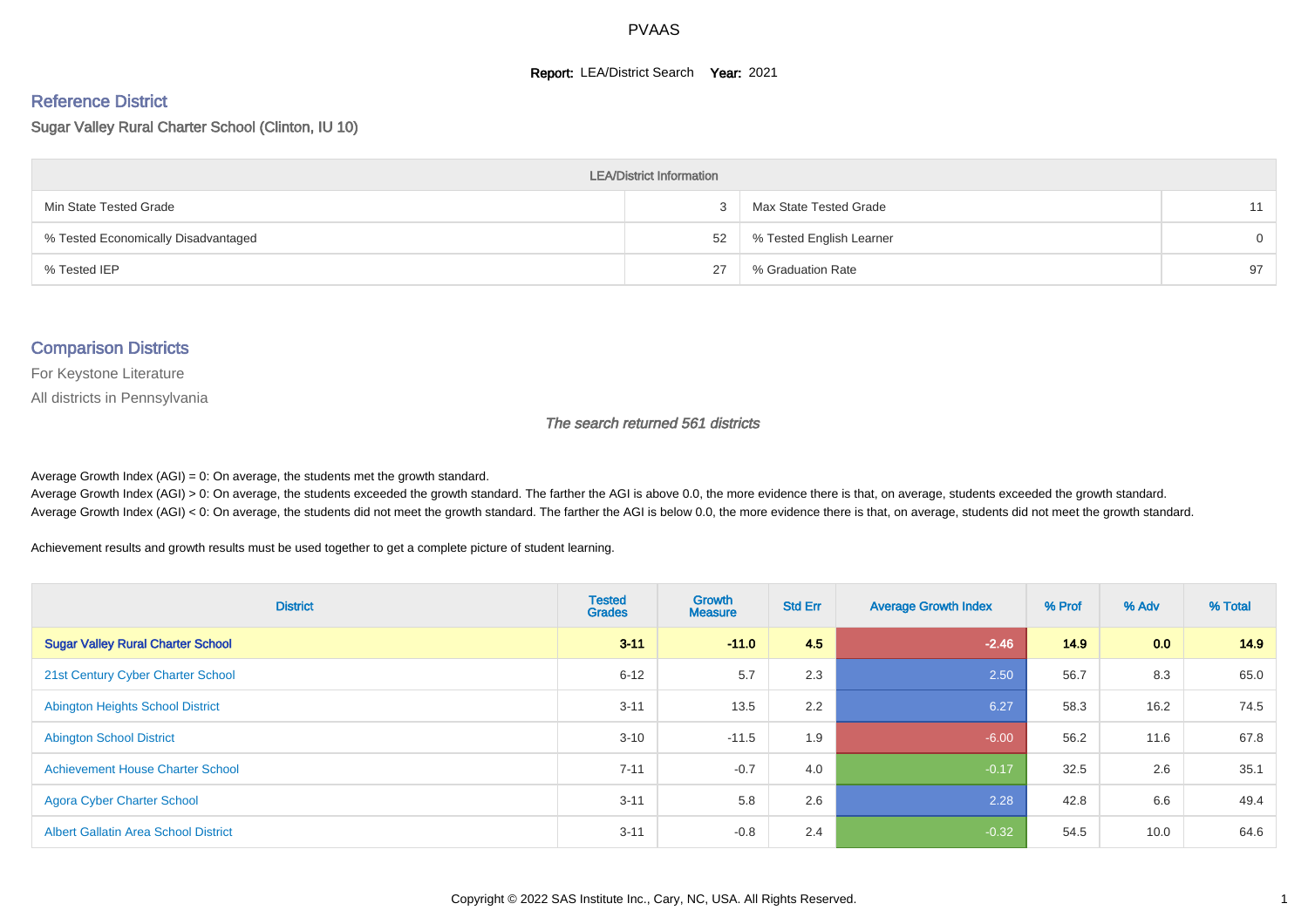# PVAAS

**Report:** LEA/District Search **Year:** 2021

## Reference District

Sugar Valley Rural Charter School (Clinton, IU 10)

| LEA/District Information | | | |
|---|---|---|---|
| Min State Tested Grade | 3 | Max State Tested Grade | 11 |
| % Tested Economically Disadvantaged | 52 | % Tested English Learner | 0 |
| % Tested IEP | 27 | % Graduation Rate | 97 |

## Comparison Districts

For Keystone Literature

All districts in Pennsylvania

*The search returned 561 districts*

Average Growth Index (AGI) = 0: On average, the students met the growth standard.
Average Growth Index (AGI) > 0: On average, the students exceeded the growth standard. The farther the AGI is above 0.0, the more evidence there is that, on average, students exceeded the growth standard.
Average Growth Index (AGI) < 0: On average, the students did not meet the growth standard. The farther the AGI is below 0.0, the more evidence there is that, on average, students did not meet the growth standard.

Achievement results and growth results must be used together to get a complete picture of student learning.

| District | Tested Grades | Growth Measure | Std Err | Average Growth Index | % Prof | % Adv | % Total |
|---|---|---|---|---|---|---|---|
| **Sugar Valley Rural Charter School** | **3-11** | **-11.0** | **4.5** | **-2.46** | **14.9** | **0.0** | **14.9** |
| 21st Century Cyber Charter School | 6-12 | 5.7 | 2.3 | 2.50 | 56.7 | 8.3 | 65.0 |
| Abington Heights School District | 3-11 | 13.5 | 2.2 | 6.27 | 58.3 | 16.2 | 74.5 |
| Abington School District | 3-10 | -11.5 | 1.9 | -6.00 | 56.2 | 11.6 | 67.8 |
| Achievement House Charter School | 7-11 | -0.7 | 4.0 | -0.17 | 32.5 | 2.6 | 35.1 |
| Agora Cyber Charter School | 3-11 | 5.8 | 2.6 | 2.28 | 42.8 | 6.6 | 49.4 |
| Albert Gallatin Area School District | 3-11 | -0.8 | 2.4 | -0.32 | 54.5 | 10.0 | 64.6 |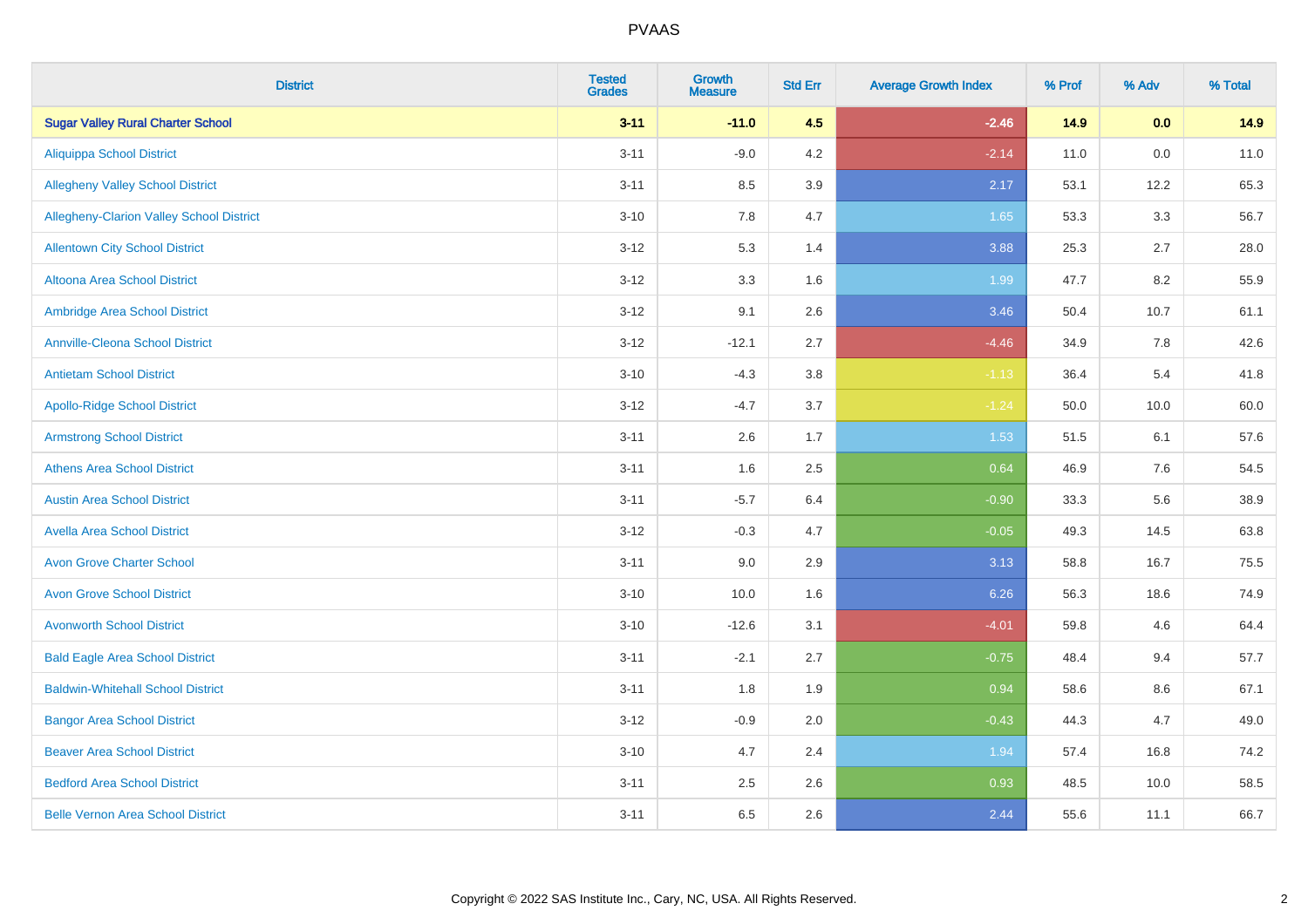# PVAAS

| District | Tested Grades | Growth Measure | Std Err | Average Growth Index | % Prof | % Adv | % Total |
|---|---|---|---|---|---|---|---|
| **Sugar Valley Rural Charter School** | **3-11** | **-11.0** | **4.5** | **-2.46** | **14.9** | **0.0** | **14.9** |
| Aliquippa School District | 3-11 | -9.0 | 4.2 | -2.14 | 11.0 | 0.0 | 11.0 |
| Allegheny Valley School District | 3-11 | 8.5 | 3.9 | 2.17 | 53.1 | 12.2 | 65.3 |
| Allegheny-Clarion Valley School District | 3-10 | 7.8 | 4.7 | 1.65 | 53.3 | 3.3 | 56.7 |
| Allentown City School District | 3-12 | 5.3 | 1.4 | 3.88 | 25.3 | 2.7 | 28.0 |
| Altoona Area School District | 3-12 | 3.3 | 1.6 | 1.99 | 47.7 | 8.2 | 55.9 |
| Ambridge Area School District | 3-12 | 9.1 | 2.6 | 3.46 | 50.4 | 10.7 | 61.1 |
| Annville-Cleona School District | 3-12 | -12.1 | 2.7 | -4.46 | 34.9 | 7.8 | 42.6 |
| Antietam School District | 3-10 | -4.3 | 3.8 | -1.13 | 36.4 | 5.4 | 41.8 |
| Apollo-Ridge School District | 3-12 | -4.7 | 3.7 | -1.24 | 50.0 | 10.0 | 60.0 |
| Armstrong School District | 3-11 | 2.6 | 1.7 | 1.53 | 51.5 | 6.1 | 57.6 |
| Athens Area School District | 3-11 | 1.6 | 2.5 | 0.64 | 46.9 | 7.6 | 54.5 |
| Austin Area School District | 3-11 | -5.7 | 6.4 | -0.90 | 33.3 | 5.6 | 38.9 |
| Avella Area School District | 3-12 | -0.3 | 4.7 | -0.05 | 49.3 | 14.5 | 63.8 |
| Avon Grove Charter School | 3-11 | 9.0 | 2.9 | 3.13 | 58.8 | 16.7 | 75.5 |
| Avon Grove School District | 3-10 | 10.0 | 1.6 | 6.26 | 56.3 | 18.6 | 74.9 |
| Avonworth School District | 3-10 | -12.6 | 3.1 | -4.01 | 59.8 | 4.6 | 64.4 |
| Bald Eagle Area School District | 3-11 | -2.1 | 2.7 | -0.75 | 48.4 | 9.4 | 57.7 |
| Baldwin-Whitehall School District | 3-11 | 1.8 | 1.9 | 0.94 | 58.6 | 8.6 | 67.1 |
| Bangor Area School District | 3-12 | -0.9 | 2.0 | -0.43 | 44.3 | 4.7 | 49.0 |
| Beaver Area School District | 3-10 | 4.7 | 2.4 | 1.94 | 57.4 | 16.8 | 74.2 |
| Bedford Area School District | 3-11 | 2.5 | 2.6 | 0.93 | 48.5 | 10.0 | 58.5 |
| Belle Vernon Area School District | 3-11 | 6.5 | 2.6 | 2.44 | 55.6 | 11.1 | 66.7 |

Copyright © 2022 SAS Institute Inc., Cary, NC, USA. All Rights Reserved.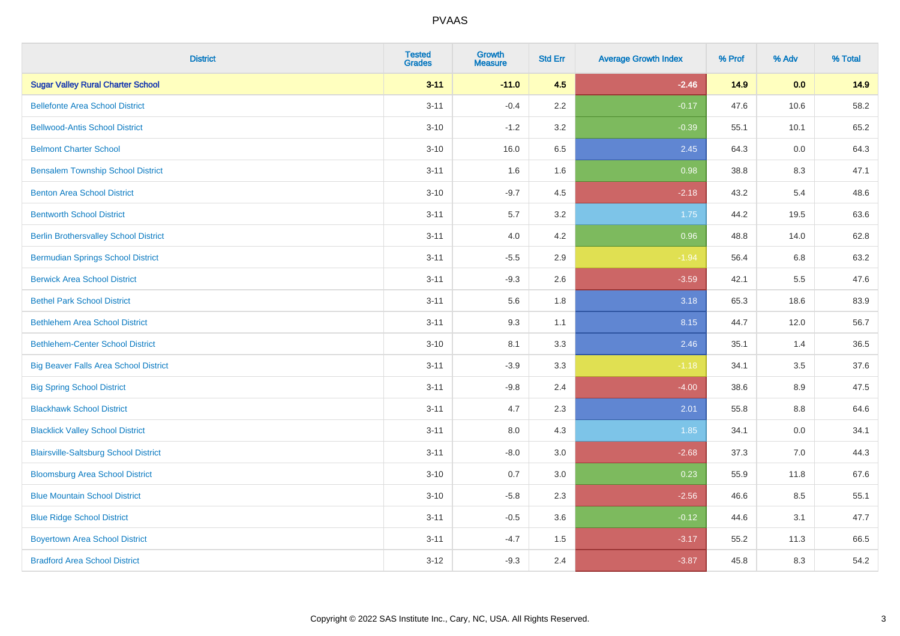| District | Tested Grades | Growth Measure | Std Err | Average Growth Index | % Prof | % Adv | % Total |
|---|---|---|---|---|---|---|---|
| **Sugar Valley Rural Charter School** | **3-11** | **-11.0** | **4.5** | **-2.46** | **14.9** | **0.0** | **14.9** |
| Bellefonte Area School District | 3-11 | -0.4 | 2.2 | -0.17 | 47.6 | 10.6 | 58.2 |
| Bellwood-Antis School District | 3-10 | -1.2 | 3.2 | -0.39 | 55.1 | 10.1 | 65.2 |
| Belmont Charter School | 3-10 | 16.0 | 6.5 | 2.45 | 64.3 | 0.0 | 64.3 |
| Bensalem Township School District | 3-11 | 1.6 | 1.6 | 0.98 | 38.8 | 8.3 | 47.1 |
| Benton Area School District | 3-10 | -9.7 | 4.5 | -2.18 | 43.2 | 5.4 | 48.6 |
| Bentworth School District | 3-11 | 5.7 | 3.2 | 1.75 | 44.2 | 19.5 | 63.6 |
| Berlin Brothersvalley School District | 3-11 | 4.0 | 4.2 | 0.96 | 48.8 | 14.0 | 62.8 |
| Bermudian Springs School District | 3-11 | -5.5 | 2.9 | -1.94 | 56.4 | 6.8 | 63.2 |
| Berwick Area School District | 3-11 | -9.3 | 2.6 | -3.59 | 42.1 | 5.5 | 47.6 |
| Bethel Park School District | 3-11 | 5.6 | 1.8 | 3.18 | 65.3 | 18.6 | 83.9 |
| Bethlehem Area School District | 3-11 | 9.3 | 1.1 | 8.15 | 44.7 | 12.0 | 56.7 |
| Bethlehem-Center School District | 3-10 | 8.1 | 3.3 | 2.46 | 35.1 | 1.4 | 36.5 |
| Big Beaver Falls Area School District | 3-11 | -3.9 | 3.3 | -1.18 | 34.1 | 3.5 | 37.6 |
| Big Spring School District | 3-11 | -9.8 | 2.4 | -4.00 | 38.6 | 8.9 | 47.5 |
| Blackhawk School District | 3-11 | 4.7 | 2.3 | 2.01 | 55.8 | 8.8 | 64.6 |
| Blacklick Valley School District | 3-11 | 8.0 | 4.3 | 1.85 | 34.1 | 0.0 | 34.1 |
| Blairsville-Saltsburg School District | 3-11 | -8.0 | 3.0 | -2.68 | 37.3 | 7.0 | 44.3 |
| Bloomsburg Area School District | 3-10 | 0.7 | 3.0 | 0.23 | 55.9 | 11.8 | 67.6 |
| Blue Mountain School District | 3-10 | -5.8 | 2.3 | -2.56 | 46.6 | 8.5 | 55.1 |
| Blue Ridge School District | 3-11 | -0.5 | 3.6 | -0.12 | 44.6 | 3.1 | 47.7 |
| Boyertown Area School District | 3-11 | -4.7 | 1.5 | -3.17 | 55.2 | 11.3 | 66.5 |
| Bradford Area School District | 3-12 | -9.3 | 2.4 | -3.87 | 45.8 | 8.3 | 54.2 |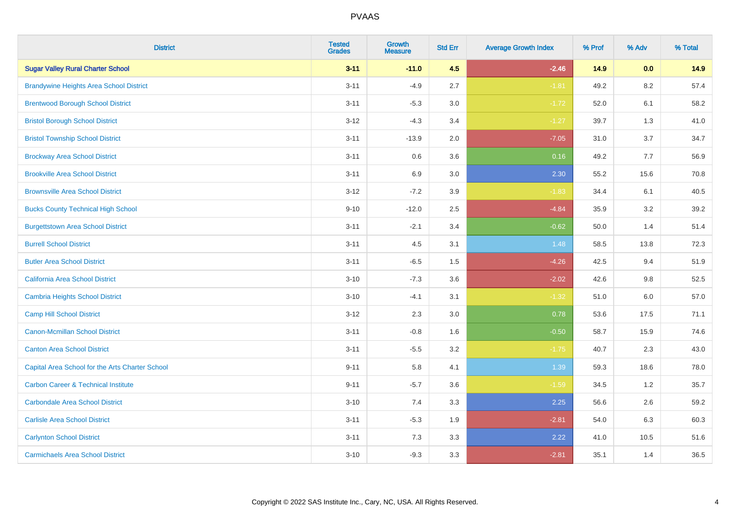# PVAAS

| District | Tested Grades | Growth Measure | Std Err | Average Growth Index | % Prof | % Adv | % Total |
|---|---|---|---|---|---|---|---|
| **Sugar Valley Rural Charter School** | **3-11** | **-11.0** | **4.5** | **-2.46** | **14.9** | **0.0** | **14.9** |
| Brandywine Heights Area School District | 3-11 | -4.9 | 2.7 | -1.81 | 49.2 | 8.2 | 57.4 |
| Brentwood Borough School District | 3-11 | -5.3 | 3.0 | -1.72 | 52.0 | 6.1 | 58.2 |
| Bristol Borough School District | 3-12 | -4.3 | 3.4 | -1.27 | 39.7 | 1.3 | 41.0 |
| Bristol Township School District | 3-11 | -13.9 | 2.0 | -7.05 | 31.0 | 3.7 | 34.7 |
| Brockway Area School District | 3-11 | 0.6 | 3.6 | 0.16 | 49.2 | 7.7 | 56.9 |
| Brookville Area School District | 3-11 | 6.9 | 3.0 | 2.30 | 55.2 | 15.6 | 70.8 |
| Brownsville Area School District | 3-12 | -7.2 | 3.9 | -1.83 | 34.4 | 6.1 | 40.5 |
| Bucks County Technical High School | 9-10 | -12.0 | 2.5 | -4.84 | 35.9 | 3.2 | 39.2 |
| Burgettstown Area School District | 3-11 | -2.1 | 3.4 | -0.62 | 50.0 | 1.4 | 51.4 |
| Burrell School District | 3-11 | 4.5 | 3.1 | 1.48 | 58.5 | 13.8 | 72.3 |
| Butler Area School District | 3-11 | -6.5 | 1.5 | -4.26 | 42.5 | 9.4 | 51.9 |
| California Area School District | 3-10 | -7.3 | 3.6 | -2.02 | 42.6 | 9.8 | 52.5 |
| Cambria Heights School District | 3-10 | -4.1 | 3.1 | -1.32 | 51.0 | 6.0 | 57.0 |
| Camp Hill School District | 3-12 | 2.3 | 3.0 | 0.78 | 53.6 | 17.5 | 71.1 |
| Canon-Mcmillan School District | 3-11 | -0.8 | 1.6 | -0.50 | 58.7 | 15.9 | 74.6 |
| Canton Area School District | 3-11 | -5.5 | 3.2 | -1.75 | 40.7 | 2.3 | 43.0 |
| Capital Area School for the Arts Charter School | 9-11 | 5.8 | 4.1 | 1.39 | 59.3 | 18.6 | 78.0 |
| Carbon Career & Technical Institute | 9-11 | -5.7 | 3.6 | -1.59 | 34.5 | 1.2 | 35.7 |
| Carbondale Area School District | 3-10 | 7.4 | 3.3 | 2.25 | 56.6 | 2.6 | 59.2 |
| Carlisle Area School District | 3-11 | -5.3 | 1.9 | -2.81 | 54.0 | 6.3 | 60.3 |
| Carlynton School District | 3-11 | 7.3 | 3.3 | 2.22 | 41.0 | 10.5 | 51.6 |
| Carmichaels Area School District | 3-10 | -9.3 | 3.3 | -2.81 | 35.1 | 1.4 | 36.5 |

Copyright © 2022 SAS Institute Inc., Cary, NC, USA. All Rights Reserved.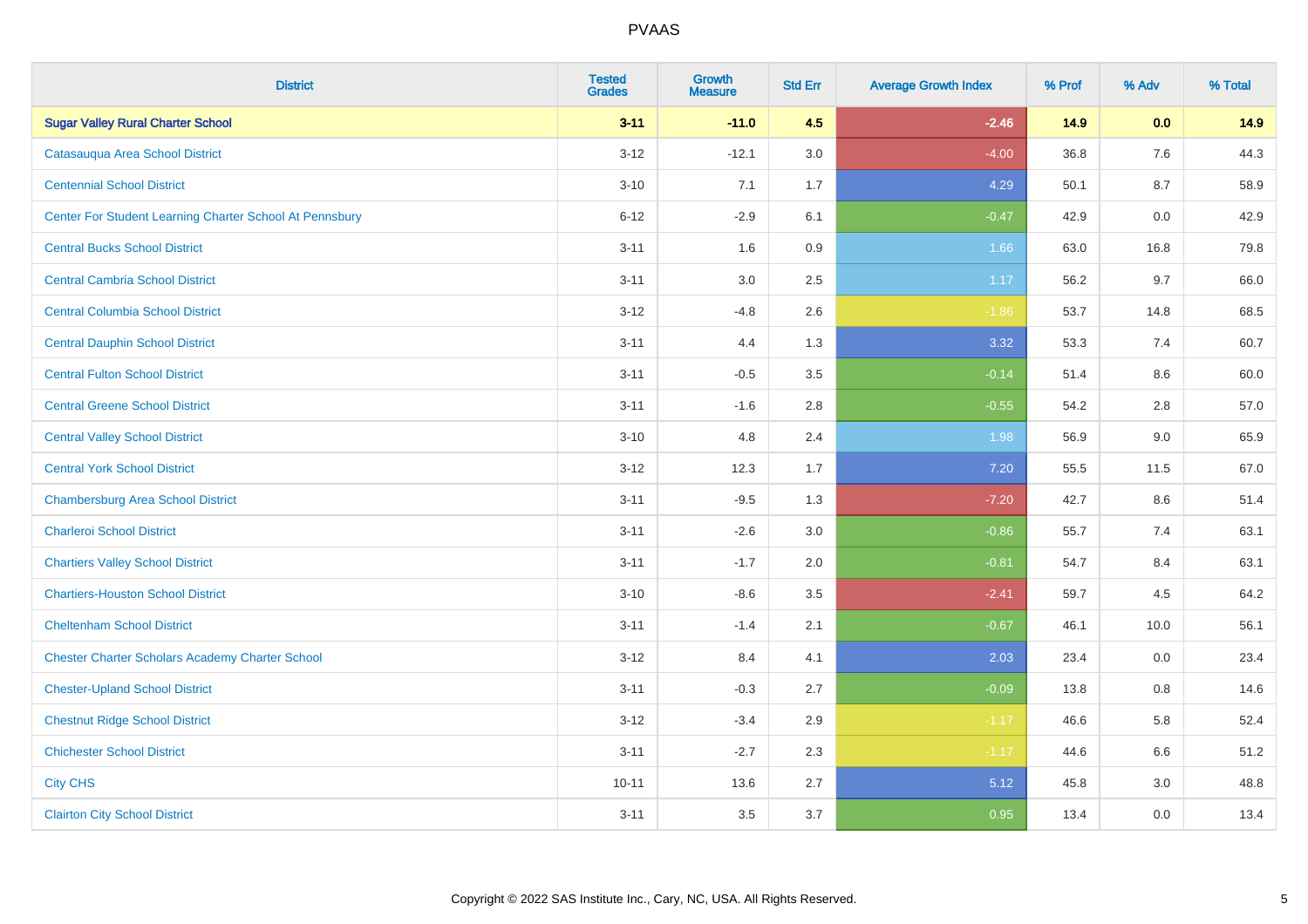# PVAAS

| District | Tested Grades | Growth Measure | Std Err | Average Growth Index | % Prof | % Adv | % Total |
|---|---|---|---|---|---|---|---|
| **Sugar Valley Rural Charter School** | **3-11** | **-11.0** | **4.5** | **-2.46** | **14.9** | **0.0** | **14.9** |
| Catasauqua Area School District | 3-12 | -12.1 | 3.0 | -4.00 | 36.8 | 7.6 | 44.3 |
| Centennial School District | 3-10 | 7.1 | 1.7 | 4.29 | 50.1 | 8.7 | 58.9 |
| Center For Student Learning Charter School At Pennsbury | 6-12 | -2.9 | 6.1 | -0.47 | 42.9 | 0.0 | 42.9 |
| Central Bucks School District | 3-11 | 1.6 | 0.9 | 1.66 | 63.0 | 16.8 | 79.8 |
| Central Cambria School District | 3-11 | 3.0 | 2.5 | 1.17 | 56.2 | 9.7 | 66.0 |
| Central Columbia School District | 3-12 | -4.8 | 2.6 | -1.86 | 53.7 | 14.8 | 68.5 |
| Central Dauphin School District | 3-11 | 4.4 | 1.3 | 3.32 | 53.3 | 7.4 | 60.7 |
| Central Fulton School District | 3-11 | -0.5 | 3.5 | -0.14 | 51.4 | 8.6 | 60.0 |
| Central Greene School District | 3-11 | -1.6 | 2.8 | -0.55 | 54.2 | 2.8 | 57.0 |
| Central Valley School District | 3-10 | 4.8 | 2.4 | 1.98 | 56.9 | 9.0 | 65.9 |
| Central York School District | 3-12 | 12.3 | 1.7 | 7.20 | 55.5 | 11.5 | 67.0 |
| Chambersburg Area School District | 3-11 | -9.5 | 1.3 | -7.20 | 42.7 | 8.6 | 51.4 |
| Charleroi School District | 3-11 | -2.6 | 3.0 | -0.86 | 55.7 | 7.4 | 63.1 |
| Chartiers Valley School District | 3-11 | -1.7 | 2.0 | -0.81 | 54.7 | 8.4 | 63.1 |
| Chartiers-Houston School District | 3-10 | -8.6 | 3.5 | -2.41 | 59.7 | 4.5 | 64.2 |
| Cheltenham School District | 3-11 | -1.4 | 2.1 | -0.67 | 46.1 | 10.0 | 56.1 |
| Chester Charter Scholars Academy Charter School | 3-12 | 8.4 | 4.1 | 2.03 | 23.4 | 0.0 | 23.4 |
| Chester-Upland School District | 3-11 | -0.3 | 2.7 | -0.09 | 13.8 | 0.8 | 14.6 |
| Chestnut Ridge School District | 3-12 | -3.4 | 2.9 | -1.17 | 46.6 | 5.8 | 52.4 |
| Chichester School District | 3-11 | -2.7 | 2.3 | -1.17 | 44.6 | 6.6 | 51.2 |
| City CHS | 10-11 | 13.6 | 2.7 | 5.12 | 45.8 | 3.0 | 48.8 |
| Clairton City School District | 3-11 | 3.5 | 3.7 | 0.95 | 13.4 | 0.0 | 13.4 |

Copyright © 2022 SAS Institute Inc., Cary, NC, USA. All Rights Reserved.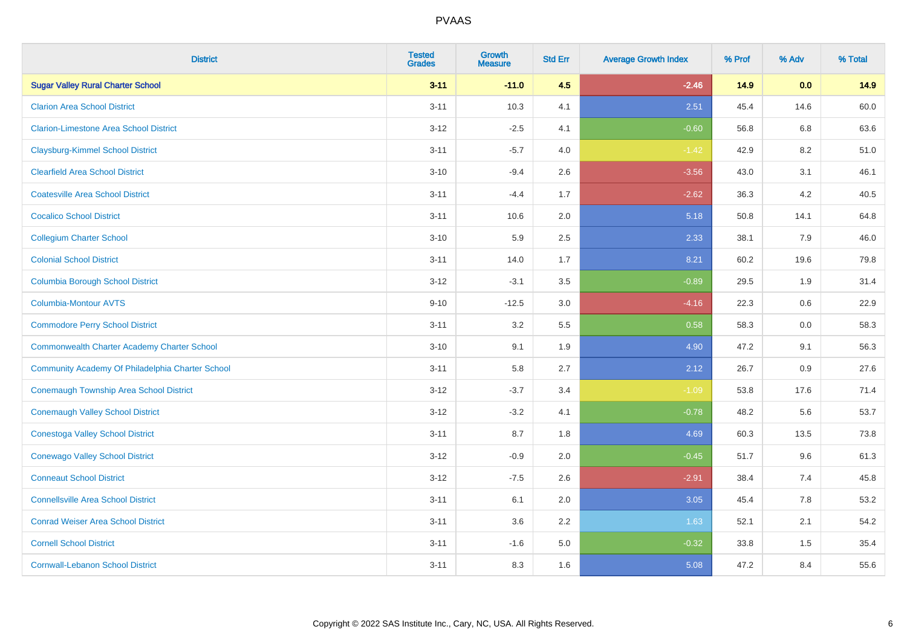# PVAAS

| District | Tested Grades | Growth Measure | Std Err | Average Growth Index | % Prof | % Adv | % Total |
|---|---|---|---|---|---|---|---|
| **Sugar Valley Rural Charter School** | **3-11** | **-11.0** | **4.5** | **-2.46** | **14.9** | **0.0** | **14.9** |
| Clarion Area School District | 3-11 | 10.3 | 4.1 | 2.51 | 45.4 | 14.6 | 60.0 |
| Clarion-Limestone Area School District | 3-12 | -2.5 | 4.1 | -0.60 | 56.8 | 6.8 | 63.6 |
| Claysburg-Kimmel School District | 3-11 | -5.7 | 4.0 | -1.42 | 42.9 | 8.2 | 51.0 |
| Clearfield Area School District | 3-10 | -9.4 | 2.6 | -3.56 | 43.0 | 3.1 | 46.1 |
| Coatesville Area School District | 3-11 | -4.4 | 1.7 | -2.62 | 36.3 | 4.2 | 40.5 |
| Cocalico School District | 3-11 | 10.6 | 2.0 | 5.18 | 50.8 | 14.1 | 64.8 |
| Collegium Charter School | 3-10 | 5.9 | 2.5 | 2.33 | 38.1 | 7.9 | 46.0 |
| Colonial School District | 3-11 | 14.0 | 1.7 | 8.21 | 60.2 | 19.6 | 79.8 |
| Columbia Borough School District | 3-12 | -3.1 | 3.5 | -0.89 | 29.5 | 1.9 | 31.4 |
| Columbia-Montour AVTS | 9-10 | -12.5 | 3.0 | -4.16 | 22.3 | 0.6 | 22.9 |
| Commodore Perry School District | 3-11 | 3.2 | 5.5 | 0.58 | 58.3 | 0.0 | 58.3 |
| Commonwealth Charter Academy Charter School | 3-10 | 9.1 | 1.9 | 4.90 | 47.2 | 9.1 | 56.3 |
| Community Academy Of Philadelphia Charter School | 3-11 | 5.8 | 2.7 | 2.12 | 26.7 | 0.9 | 27.6 |
| Conemaugh Township Area School District | 3-12 | -3.7 | 3.4 | -1.09 | 53.8 | 17.6 | 71.4 |
| Conemaugh Valley School District | 3-12 | -3.2 | 4.1 | -0.78 | 48.2 | 5.6 | 53.7 |
| Conestoga Valley School District | 3-11 | 8.7 | 1.8 | 4.69 | 60.3 | 13.5 | 73.8 |
| Conewago Valley School District | 3-12 | -0.9 | 2.0 | -0.45 | 51.7 | 9.6 | 61.3 |
| Conneaut School District | 3-12 | -7.5 | 2.6 | -2.91 | 38.4 | 7.4 | 45.8 |
| Connellsville Area School District | 3-11 | 6.1 | 2.0 | 3.05 | 45.4 | 7.8 | 53.2 |
| Conrad Weiser Area School District | 3-11 | 3.6 | 2.2 | 1.63 | 52.1 | 2.1 | 54.2 |
| Cornell School District | 3-11 | -1.6 | 5.0 | -0.32 | 33.8 | 1.5 | 35.4 |
| Cornwall-Lebanon School District | 3-11 | 8.3 | 1.6 | 5.08 | 47.2 | 8.4 | 55.6 |

Copyright © 2022 SAS Institute Inc., Cary, NC, USA. All Rights Reserved.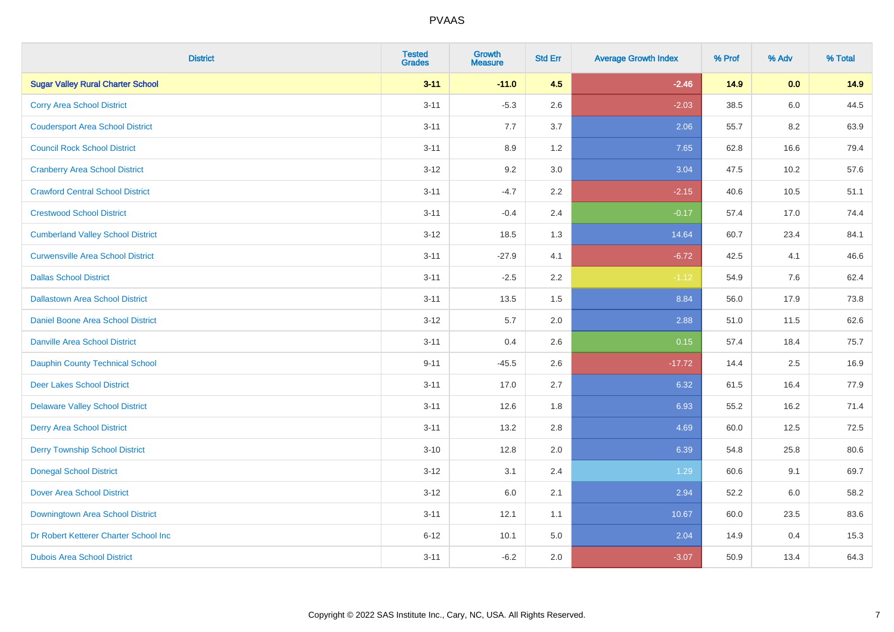| District | Tested Grades | Growth Measure | Std Err | Average Growth Index | % Prof | % Adv | % Total |
|---|---|---|---|---|---|---|---|
| **Sugar Valley Rural Charter School** | **3-11** | **-11.0** | **4.5** | **-2.46** | **14.9** | **0.0** | **14.9** |
| Corry Area School District | 3-11 | -5.3 | 2.6 | -2.03 | 38.5 | 6.0 | 44.5 |
| Coudersport Area School District | 3-11 | 7.7 | 3.7 | 2.06 | 55.7 | 8.2 | 63.9 |
| Council Rock School District | 3-11 | 8.9 | 1.2 | 7.65 | 62.8 | 16.6 | 79.4 |
| Cranberry Area School District | 3-12 | 9.2 | 3.0 | 3.04 | 47.5 | 10.2 | 57.6 |
| Crawford Central School District | 3-11 | -4.7 | 2.2 | -2.15 | 40.6 | 10.5 | 51.1 |
| Crestwood School District | 3-11 | -0.4 | 2.4 | -0.17 | 57.4 | 17.0 | 74.4 |
| Cumberland Valley School District | 3-12 | 18.5 | 1.3 | 14.64 | 60.7 | 23.4 | 84.1 |
| Curwensville Area School District | 3-11 | -27.9 | 4.1 | -6.72 | 42.5 | 4.1 | 46.6 |
| Dallas School District | 3-11 | -2.5 | 2.2 | -1.12 | 54.9 | 7.6 | 62.4 |
| Dallastown Area School District | 3-11 | 13.5 | 1.5 | 8.84 | 56.0 | 17.9 | 73.8 |
| Daniel Boone Area School District | 3-12 | 5.7 | 2.0 | 2.88 | 51.0 | 11.5 | 62.6 |
| Danville Area School District | 3-11 | 0.4 | 2.6 | 0.15 | 57.4 | 18.4 | 75.7 |
| Dauphin County Technical School | 9-11 | -45.5 | 2.6 | -17.72 | 14.4 | 2.5 | 16.9 |
| Deer Lakes School District | 3-11 | 17.0 | 2.7 | 6.32 | 61.5 | 16.4 | 77.9 |
| Delaware Valley School District | 3-11 | 12.6 | 1.8 | 6.93 | 55.2 | 16.2 | 71.4 |
| Derry Area School District | 3-11 | 13.2 | 2.8 | 4.69 | 60.0 | 12.5 | 72.5 |
| Derry Township School District | 3-10 | 12.8 | 2.0 | 6.39 | 54.8 | 25.8 | 80.6 |
| Donegal School District | 3-12 | 3.1 | 2.4 | 1.29 | 60.6 | 9.1 | 69.7 |
| Dover Area School District | 3-12 | 6.0 | 2.1 | 2.94 | 52.2 | 6.0 | 58.2 |
| Downingtown Area School District | 3-11 | 12.1 | 1.1 | 10.67 | 60.0 | 23.5 | 83.6 |
| Dr Robert Ketterer Charter School Inc | 6-12 | 10.1 | 5.0 | 2.04 | 14.9 | 0.4 | 15.3 |
| Dubois Area School District | 3-11 | -6.2 | 2.0 | -3.07 | 50.9 | 13.4 | 64.3 |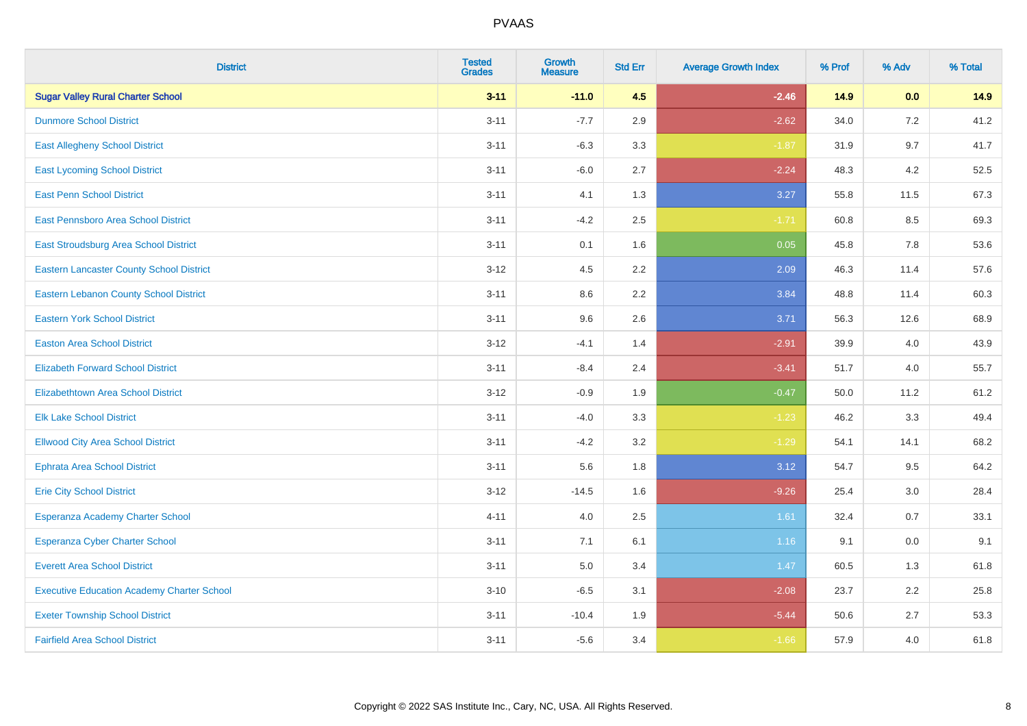# PVAAS

| District | Tested Grades | Growth Measure | Std Err | Average Growth Index | % Prof | % Adv | % Total |
|---|---|---|---|---|---|---|---|
| **Sugar Valley Rural Charter School** | **3-11** | **-11.0** | **4.5** | **-2.46** | **14.9** | **0.0** | **14.9** |
| Dunmore School District | 3-11 | -7.7 | 2.9 | -2.62 | 34.0 | 7.2 | 41.2 |
| East Allegheny School District | 3-11 | -6.3 | 3.3 | -1.87 | 31.9 | 9.7 | 41.7 |
| East Lycoming School District | 3-11 | -6.0 | 2.7 | -2.24 | 48.3 | 4.2 | 52.5 |
| East Penn School District | 3-11 | 4.1 | 1.3 | 3.27 | 55.8 | 11.5 | 67.3 |
| East Pennsboro Area School District | 3-11 | -4.2 | 2.5 | -1.71 | 60.8 | 8.5 | 69.3 |
| East Stroudsburg Area School District | 3-11 | 0.1 | 1.6 | 0.05 | 45.8 | 7.8 | 53.6 |
| Eastern Lancaster County School District | 3-12 | 4.5 | 2.2 | 2.09 | 46.3 | 11.4 | 57.6 |
| Eastern Lebanon County School District | 3-11 | 8.6 | 2.2 | 3.84 | 48.8 | 11.4 | 60.3 |
| Eastern York School District | 3-11 | 9.6 | 2.6 | 3.71 | 56.3 | 12.6 | 68.9 |
| Easton Area School District | 3-12 | -4.1 | 1.4 | -2.91 | 39.9 | 4.0 | 43.9 |
| Elizabeth Forward School District | 3-11 | -8.4 | 2.4 | -3.41 | 51.7 | 4.0 | 55.7 |
| Elizabethtown Area School District | 3-12 | -0.9 | 1.9 | -0.47 | 50.0 | 11.2 | 61.2 |
| Elk Lake School District | 3-11 | -4.0 | 3.3 | -1.23 | 46.2 | 3.3 | 49.4 |
| Ellwood City Area School District | 3-11 | -4.2 | 3.2 | -1.29 | 54.1 | 14.1 | 68.2 |
| Ephrata Area School District | 3-11 | 5.6 | 1.8 | 3.12 | 54.7 | 9.5 | 64.2 |
| Erie City School District | 3-12 | -14.5 | 1.6 | -9.26 | 25.4 | 3.0 | 28.4 |
| Esperanza Academy Charter School | 4-11 | 4.0 | 2.5 | 1.61 | 32.4 | 0.7 | 33.1 |
| Esperanza Cyber Charter School | 3-11 | 7.1 | 6.1 | 1.16 | 9.1 | 0.0 | 9.1 |
| Everett Area School District | 3-11 | 5.0 | 3.4 | 1.47 | 60.5 | 1.3 | 61.8 |
| Executive Education Academy Charter School | 3-10 | -6.5 | 3.1 | -2.08 | 23.7 | 2.2 | 25.8 |
| Exeter Township School District | 3-11 | -10.4 | 1.9 | -5.44 | 50.6 | 2.7 | 53.3 |
| Fairfield Area School District | 3-11 | -5.6 | 3.4 | -1.66 | 57.9 | 4.0 | 61.8 |

Copyright © 2022 SAS Institute Inc., Cary, NC, USA. All Rights Reserved.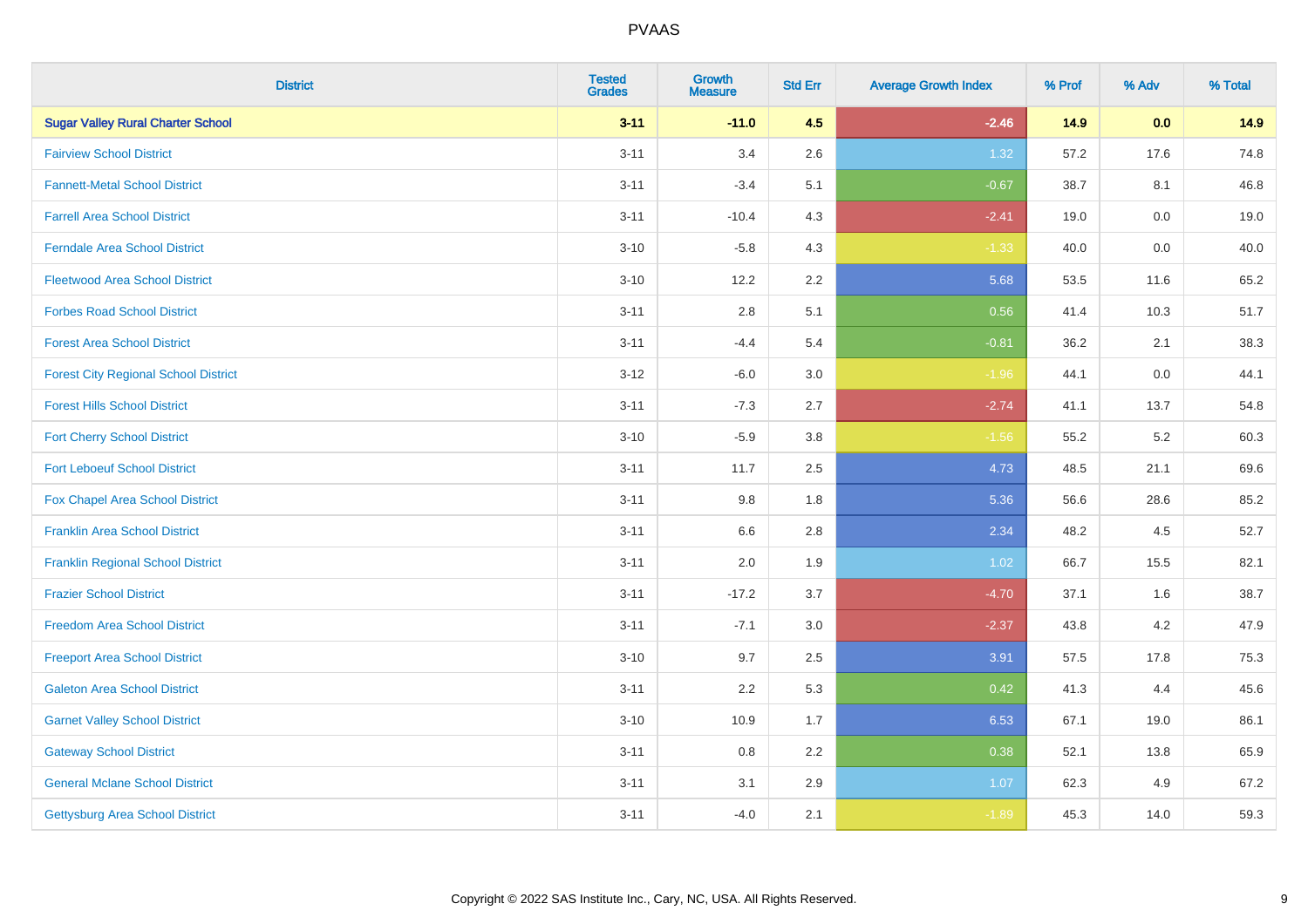# PVAAS

| District | Tested Grades | Growth Measure | Std Err | Average Growth Index | % Prof | % Adv | % Total |
|---|---|---|---|---|---|---|---|
| **Sugar Valley Rural Charter School** | **3-11** | **-11.0** | **4.5** | **-2.46** | **14.9** | **0.0** | **14.9** |
| Fairview School District | 3-11 | 3.4 | 2.6 | 1.32 | 57.2 | 17.6 | 74.8 |
| Fannett-Metal School District | 3-11 | -3.4 | 5.1 | -0.67 | 38.7 | 8.1 | 46.8 |
| Farrell Area School District | 3-11 | -10.4 | 4.3 | -2.41 | 19.0 | 0.0 | 19.0 |
| Ferndale Area School District | 3-10 | -5.8 | 4.3 | -1.33 | 40.0 | 0.0 | 40.0 |
| Fleetwood Area School District | 3-10 | 12.2 | 2.2 | 5.68 | 53.5 | 11.6 | 65.2 |
| Forbes Road School District | 3-11 | 2.8 | 5.1 | 0.56 | 41.4 | 10.3 | 51.7 |
| Forest Area School District | 3-11 | -4.4 | 5.4 | -0.81 | 36.2 | 2.1 | 38.3 |
| Forest City Regional School District | 3-12 | -6.0 | 3.0 | -1.96 | 44.1 | 0.0 | 44.1 |
| Forest Hills School District | 3-11 | -7.3 | 2.7 | -2.74 | 41.1 | 13.7 | 54.8 |
| Fort Cherry School District | 3-10 | -5.9 | 3.8 | -1.56 | 55.2 | 5.2 | 60.3 |
| Fort Leboeuf School District | 3-11 | 11.7 | 2.5 | 4.73 | 48.5 | 21.1 | 69.6 |
| Fox Chapel Area School District | 3-11 | 9.8 | 1.8 | 5.36 | 56.6 | 28.6 | 85.2 |
| Franklin Area School District | 3-11 | 6.6 | 2.8 | 2.34 | 48.2 | 4.5 | 52.7 |
| Franklin Regional School District | 3-11 | 2.0 | 1.9 | 1.02 | 66.7 | 15.5 | 82.1 |
| Frazier School District | 3-11 | -17.2 | 3.7 | -4.70 | 37.1 | 1.6 | 38.7 |
| Freedom Area School District | 3-11 | -7.1 | 3.0 | -2.37 | 43.8 | 4.2 | 47.9 |
| Freeport Area School District | 3-10 | 9.7 | 2.5 | 3.91 | 57.5 | 17.8 | 75.3 |
| Galeton Area School District | 3-11 | 2.2 | 5.3 | 0.42 | 41.3 | 4.4 | 45.6 |
| Garnet Valley School District | 3-10 | 10.9 | 1.7 | 6.53 | 67.1 | 19.0 | 86.1 |
| Gateway School District | 3-11 | 0.8 | 2.2 | 0.38 | 52.1 | 13.8 | 65.9 |
| General Mclane School District | 3-11 | 3.1 | 2.9 | 1.07 | 62.3 | 4.9 | 67.2 |
| Gettysburg Area School District | 3-11 | -4.0 | 2.1 | -1.89 | 45.3 | 14.0 | 59.3 |

Copyright © 2022 SAS Institute Inc., Cary, NC, USA. All Rights Reserved.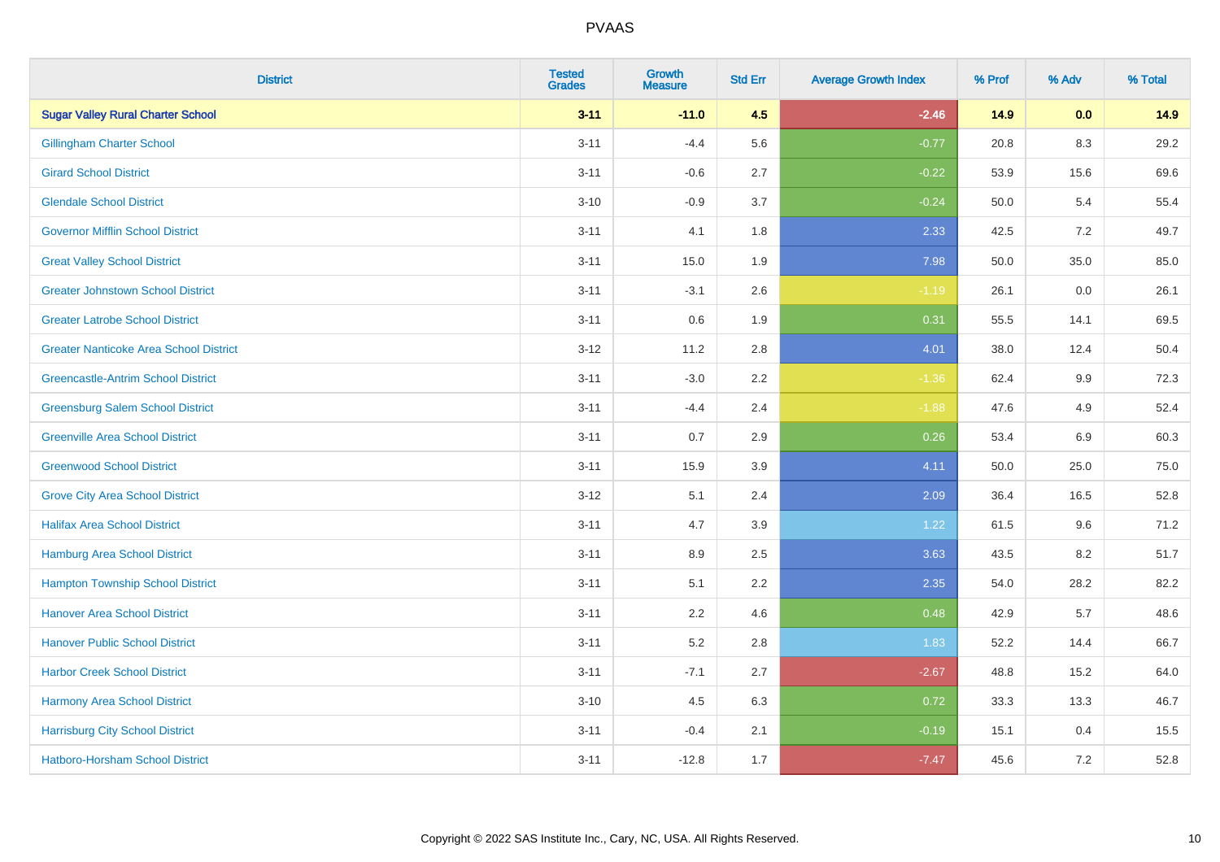| District | Tested Grades | Growth Measure | Std Err | Average Growth Index | % Prof | % Adv | % Total |
|---|---|---|---|---|---|---|---|
| **Sugar Valley Rural Charter School** | **3-11** | **-11.0** | **4.5** | **-2.46** | **14.9** | **0.0** | **14.9** |
| Gillingham Charter School | 3-11 | -4.4 | 5.6 | -0.77 | 20.8 | 8.3 | 29.2 |
| Girard School District | 3-11 | -0.6 | 2.7 | -0.22 | 53.9 | 15.6 | 69.6 |
| Glendale School District | 3-10 | -0.9 | 3.7 | -0.24 | 50.0 | 5.4 | 55.4 |
| Governor Mifflin School District | 3-11 | 4.1 | 1.8 | 2.33 | 42.5 | 7.2 | 49.7 |
| Great Valley School District | 3-11 | 15.0 | 1.9 | 7.98 | 50.0 | 35.0 | 85.0 |
| Greater Johnstown School District | 3-11 | -3.1 | 2.6 | -1.19 | 26.1 | 0.0 | 26.1 |
| Greater Latrobe School District | 3-11 | 0.6 | 1.9 | 0.31 | 55.5 | 14.1 | 69.5 |
| Greater Nanticoke Area School District | 3-12 | 11.2 | 2.8 | 4.01 | 38.0 | 12.4 | 50.4 |
| Greencastle-Antrim School District | 3-11 | -3.0 | 2.2 | -1.36 | 62.4 | 9.9 | 72.3 |
| Greensburg Salem School District | 3-11 | -4.4 | 2.4 | -1.88 | 47.6 | 4.9 | 52.4 |
| Greenville Area School District | 3-11 | 0.7 | 2.9 | 0.26 | 53.4 | 6.9 | 60.3 |
| Greenwood School District | 3-11 | 15.9 | 3.9 | 4.11 | 50.0 | 25.0 | 75.0 |
| Grove City Area School District | 3-12 | 5.1 | 2.4 | 2.09 | 36.4 | 16.5 | 52.8 |
| Halifax Area School District | 3-11 | 4.7 | 3.9 | 1.22 | 61.5 | 9.6 | 71.2 |
| Hamburg Area School District | 3-11 | 8.9 | 2.5 | 3.63 | 43.5 | 8.2 | 51.7 |
| Hampton Township School District | 3-11 | 5.1 | 2.2 | 2.35 | 54.0 | 28.2 | 82.2 |
| Hanover Area School District | 3-11 | 2.2 | 4.6 | 0.48 | 42.9 | 5.7 | 48.6 |
| Hanover Public School District | 3-11 | 5.2 | 2.8 | 1.83 | 52.2 | 14.4 | 66.7 |
| Harbor Creek School District | 3-11 | -7.1 | 2.7 | -2.67 | 48.8 | 15.2 | 64.0 |
| Harmony Area School District | 3-10 | 4.5 | 6.3 | 0.72 | 33.3 | 13.3 | 46.7 |
| Harrisburg City School District | 3-11 | -0.4 | 2.1 | -0.19 | 15.1 | 0.4 | 15.5 |
| Hatboro-Horsham School District | 3-11 | -12.8 | 1.7 | -7.47 | 45.6 | 7.2 | 52.8 |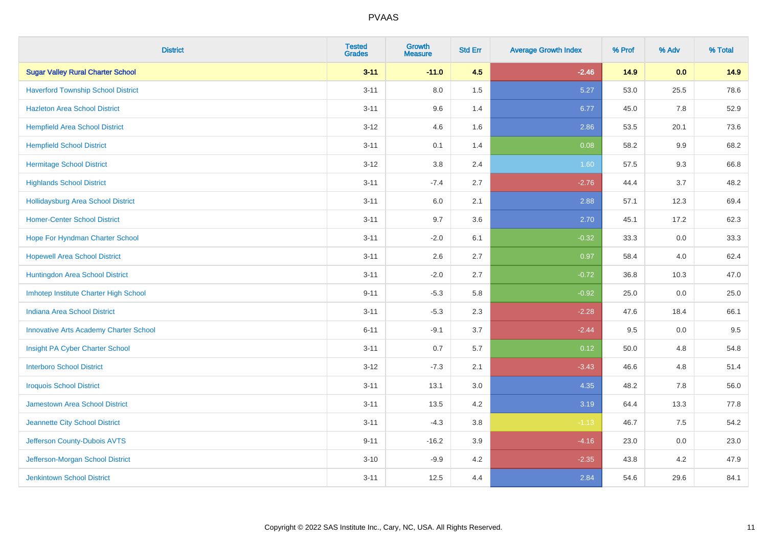PVAAS

| District | Tested Grades | Growth Measure | Std Err | Average Growth Index | % Prof | % Adv | % Total |
|---|---|---|---|---|---|---|---|
| **Sugar Valley Rural Charter School** | **3-11** | **-11.0** | **4.5** | **-2.46** | **14.9** | **0.0** | **14.9** |
| Haverford Township School District | 3-11 | 8.0 | 1.5 | 5.27 | 53.0 | 25.5 | 78.6 |
| Hazleton Area School District | 3-11 | 9.6 | 1.4 | 6.77 | 45.0 | 7.8 | 52.9 |
| Hempfield Area School District | 3-12 | 4.6 | 1.6 | 2.86 | 53.5 | 20.1 | 73.6 |
| Hempfield School District | 3-11 | 0.1 | 1.4 | 0.08 | 58.2 | 9.9 | 68.2 |
| Hermitage School District | 3-12 | 3.8 | 2.4 | 1.60 | 57.5 | 9.3 | 66.8 |
| Highlands School District | 3-11 | -7.4 | 2.7 | -2.76 | 44.4 | 3.7 | 48.2 |
| Hollidaysburg Area School District | 3-11 | 6.0 | 2.1 | 2.88 | 57.1 | 12.3 | 69.4 |
| Homer-Center School District | 3-11 | 9.7 | 3.6 | 2.70 | 45.1 | 17.2 | 62.3 |
| Hope For Hyndman Charter School | 3-11 | -2.0 | 6.1 | -0.32 | 33.3 | 0.0 | 33.3 |
| Hopewell Area School District | 3-11 | 2.6 | 2.7 | 0.97 | 58.4 | 4.0 | 62.4 |
| Huntingdon Area School District | 3-11 | -2.0 | 2.7 | -0.72 | 36.8 | 10.3 | 47.0 |
| Imhotep Institute Charter High School | 9-11 | -5.3 | 5.8 | -0.92 | 25.0 | 0.0 | 25.0 |
| Indiana Area School District | 3-11 | -5.3 | 2.3 | -2.28 | 47.6 | 18.4 | 66.1 |
| Innovative Arts Academy Charter School | 6-11 | -9.1 | 3.7 | -2.44 | 9.5 | 0.0 | 9.5 |
| Insight PA Cyber Charter School | 3-11 | 0.7 | 5.7 | 0.12 | 50.0 | 4.8 | 54.8 |
| Interboro School District | 3-12 | -7.3 | 2.1 | -3.43 | 46.6 | 4.8 | 51.4 |
| Iroquois School District | 3-11 | 13.1 | 3.0 | 4.35 | 48.2 | 7.8 | 56.0 |
| Jamestown Area School District | 3-11 | 13.5 | 4.2 | 3.19 | 64.4 | 13.3 | 77.8 |
| Jeannette City School District | 3-11 | -4.3 | 3.8 | -1.13 | 46.7 | 7.5 | 54.2 |
| Jefferson County-Dubois AVTS | 9-11 | -16.2 | 3.9 | -4.16 | 23.0 | 0.0 | 23.0 |
| Jefferson-Morgan School District | 3-10 | -9.9 | 4.2 | -2.35 | 43.8 | 4.2 | 47.9 |
| Jenkintown School District | 3-11 | 12.5 | 4.4 | 2.84 | 54.6 | 29.6 | 84.1 |

Copyright © 2022 SAS Institute Inc., Cary, NC, USA. All Rights Reserved.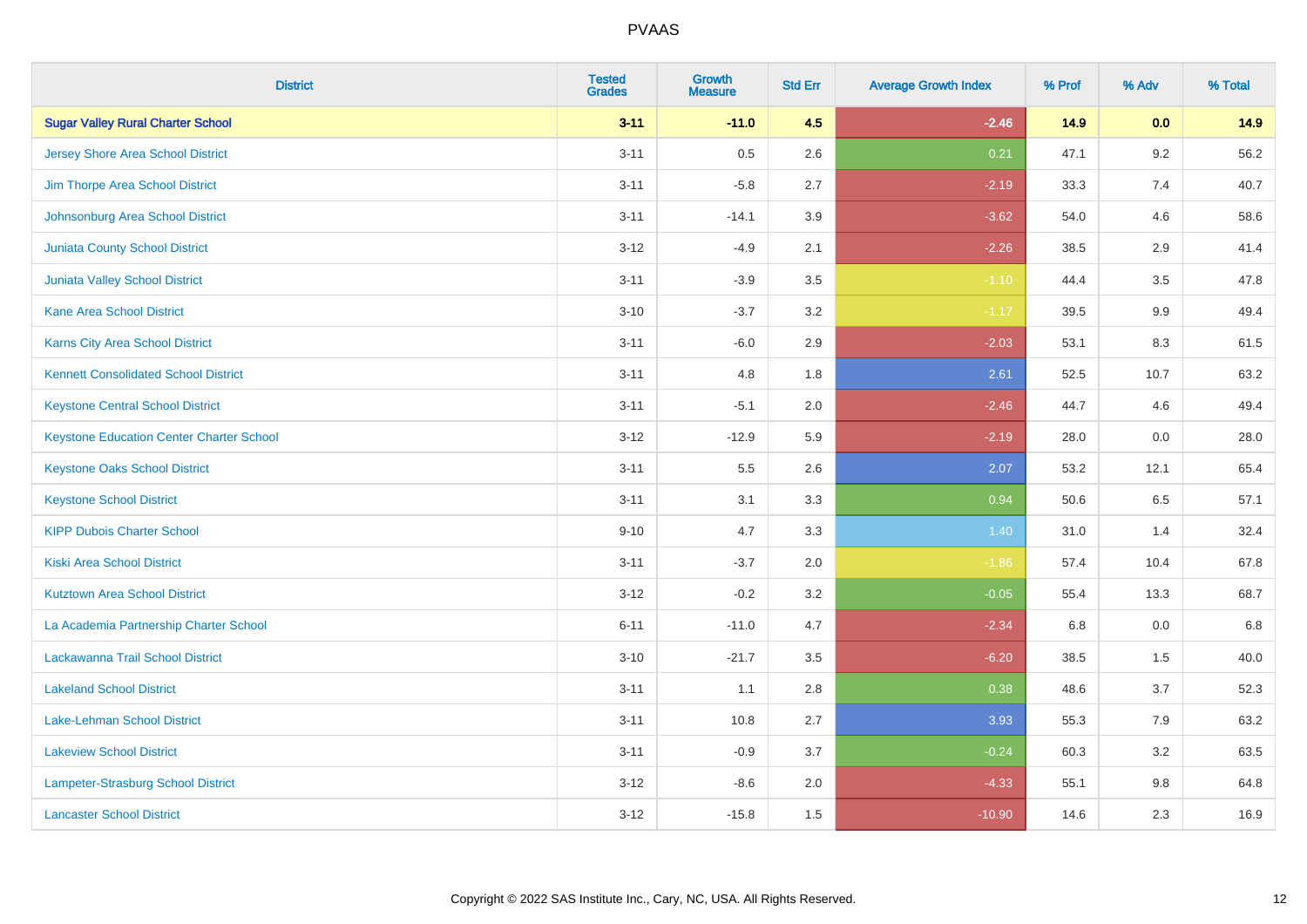| District | Tested Grades | Growth Measure | Std Err | Average Growth Index | % Prof | % Adv | % Total |
|---|---|---|---|---|---|---|---|
| **Sugar Valley Rural Charter School** | **3-11** | **-11.0** | **4.5** | **-2.46** | **14.9** | **0.0** | **14.9** |
| Jersey Shore Area School District | 3-11 | 0.5 | 2.6 | 0.21 | 47.1 | 9.2 | 56.2 |
| Jim Thorpe Area School District | 3-11 | -5.8 | 2.7 | -2.19 | 33.3 | 7.4 | 40.7 |
| Johnsonburg Area School District | 3-11 | -14.1 | 3.9 | -3.62 | 54.0 | 4.6 | 58.6 |
| Juniata County School District | 3-12 | -4.9 | 2.1 | -2.26 | 38.5 | 2.9 | 41.4 |
| Juniata Valley School District | 3-11 | -3.9 | 3.5 | -1.10 | 44.4 | 3.5 | 47.8 |
| Kane Area School District | 3-10 | -3.7 | 3.2 | -1.17 | 39.5 | 9.9 | 49.4 |
| Karns City Area School District | 3-11 | -6.0 | 2.9 | -2.03 | 53.1 | 8.3 | 61.5 |
| Kennett Consolidated School District | 3-11 | 4.8 | 1.8 | 2.61 | 52.5 | 10.7 | 63.2 |
| Keystone Central School District | 3-11 | -5.1 | 2.0 | -2.46 | 44.7 | 4.6 | 49.4 |
| Keystone Education Center Charter School | 3-12 | -12.9 | 5.9 | -2.19 | 28.0 | 0.0 | 28.0 |
| Keystone Oaks School District | 3-11 | 5.5 | 2.6 | 2.07 | 53.2 | 12.1 | 65.4 |
| Keystone School District | 3-11 | 3.1 | 3.3 | 0.94 | 50.6 | 6.5 | 57.1 |
| KIPP Dubois Charter School | 9-10 | 4.7 | 3.3 | 1.40 | 31.0 | 1.4 | 32.4 |
| Kiski Area School District | 3-11 | -3.7 | 2.0 | -1.86 | 57.4 | 10.4 | 67.8 |
| Kutztown Area School District | 3-12 | -0.2 | 3.2 | -0.05 | 55.4 | 13.3 | 68.7 |
| La Academia Partnership Charter School | 6-11 | -11.0 | 4.7 | -2.34 | 6.8 | 0.0 | 6.8 |
| Lackawanna Trail School District | 3-10 | -21.7 | 3.5 | -6.20 | 38.5 | 1.5 | 40.0 |
| Lakeland School District | 3-11 | 1.1 | 2.8 | 0.38 | 48.6 | 3.7 | 52.3 |
| Lake-Lehman School District | 3-11 | 10.8 | 2.7 | 3.93 | 55.3 | 7.9 | 63.2 |
| Lakeview School District | 3-11 | -0.9 | 3.7 | -0.24 | 60.3 | 3.2 | 63.5 |
| Lampeter-Strasburg School District | 3-12 | -8.6 | 2.0 | -4.33 | 55.1 | 9.8 | 64.8 |
| Lancaster School District | 3-12 | -15.8 | 1.5 | -10.90 | 14.6 | 2.3 | 16.9 |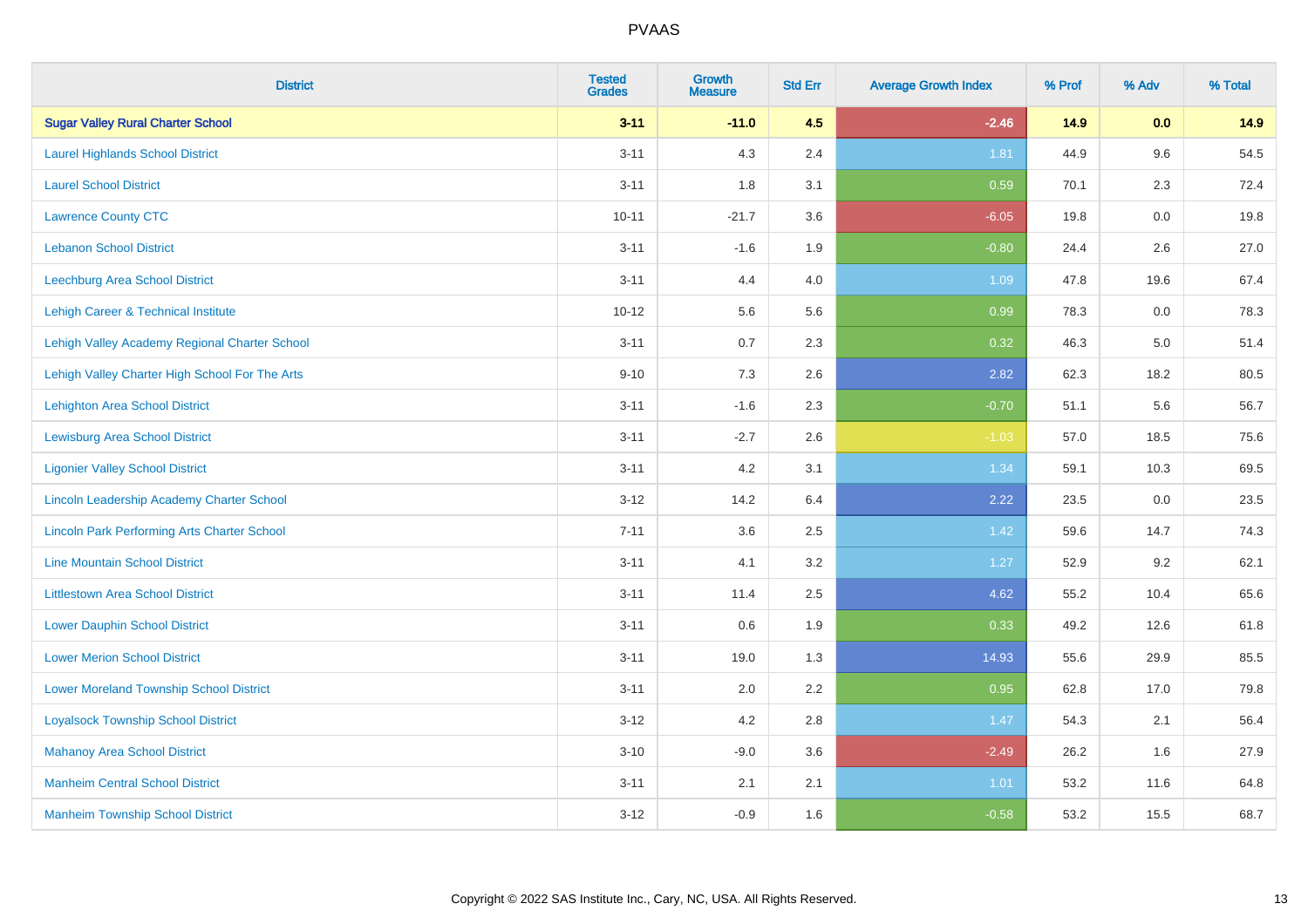# PVAAS

| District | Tested Grades | Growth Measure | Std Err | Average Growth Index | % Prof | % Adv | % Total |
|---|---|---|---|---|---|---|---|
| **Sugar Valley Rural Charter School** | **3-11** | **-11.0** | **4.5** | **-2.46** | **14.9** | **0.0** | **14.9** |
| Laurel Highlands School District | 3-11 | 4.3 | 2.4 | 1.81 | 44.9 | 9.6 | 54.5 |
| Laurel School District | 3-11 | 1.8 | 3.1 | 0.59 | 70.1 | 2.3 | 72.4 |
| Lawrence County CTC | 10-11 | -21.7 | 3.6 | -6.05 | 19.8 | 0.0 | 19.8 |
| Lebanon School District | 3-11 | -1.6 | 1.9 | -0.80 | 24.4 | 2.6 | 27.0 |
| Leechburg Area School District | 3-11 | 4.4 | 4.0 | 1.09 | 47.8 | 19.6 | 67.4 |
| Lehigh Career & Technical Institute | 10-12 | 5.6 | 5.6 | 0.99 | 78.3 | 0.0 | 78.3 |
| Lehigh Valley Academy Regional Charter School | 3-11 | 0.7 | 2.3 | 0.32 | 46.3 | 5.0 | 51.4 |
| Lehigh Valley Charter High School For The Arts | 9-10 | 7.3 | 2.6 | 2.82 | 62.3 | 18.2 | 80.5 |
| Lehighton Area School District | 3-11 | -1.6 | 2.3 | -0.70 | 51.1 | 5.6 | 56.7 |
| Lewisburg Area School District | 3-11 | -2.7 | 2.6 | -1.03 | 57.0 | 18.5 | 75.6 |
| Ligonier Valley School District | 3-11 | 4.2 | 3.1 | 1.34 | 59.1 | 10.3 | 69.5 |
| Lincoln Leadership Academy Charter School | 3-12 | 14.2 | 6.4 | 2.22 | 23.5 | 0.0 | 23.5 |
| Lincoln Park Performing Arts Charter School | 7-11 | 3.6 | 2.5 | 1.42 | 59.6 | 14.7 | 74.3 |
| Line Mountain School District | 3-11 | 4.1 | 3.2 | 1.27 | 52.9 | 9.2 | 62.1 |
| Littlestown Area School District | 3-11 | 11.4 | 2.5 | 4.62 | 55.2 | 10.4 | 65.6 |
| Lower Dauphin School District | 3-11 | 0.6 | 1.9 | 0.33 | 49.2 | 12.6 | 61.8 |
| Lower Merion School District | 3-11 | 19.0 | 1.3 | 14.93 | 55.6 | 29.9 | 85.5 |
| Lower Moreland Township School District | 3-11 | 2.0 | 2.2 | 0.95 | 62.8 | 17.0 | 79.8 |
| Loyalsock Township School District | 3-12 | 4.2 | 2.8 | 1.47 | 54.3 | 2.1 | 56.4 |
| Mahanoy Area School District | 3-10 | -9.0 | 3.6 | -2.49 | 26.2 | 1.6 | 27.9 |
| Manheim Central School District | 3-11 | 2.1 | 2.1 | 1.01 | 53.2 | 11.6 | 64.8 |
| Manheim Township School District | 3-12 | -0.9 | 1.6 | -0.58 | 53.2 | 15.5 | 68.7 |

Copyright © 2022 SAS Institute Inc., Cary, NC, USA. All Rights Reserved.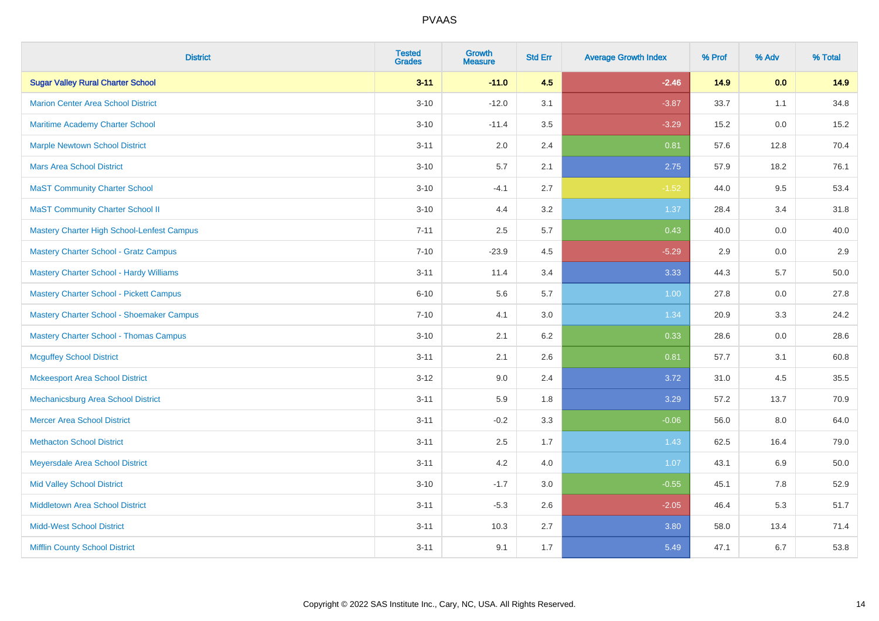PVAAS

| District | Tested Grades | Growth Measure | Std Err | Average Growth Index | % Prof | % Adv | % Total |
|---|---|---|---|---|---|---|---|
| **Sugar Valley Rural Charter School** | **3-11** | **-11.0** | **4.5** | **-2.46** | **14.9** | **0.0** | **14.9** |
| Marion Center Area School District | 3-10 | -12.0 | 3.1 | -3.87 | 33.7 | 1.1 | 34.8 |
| Maritime Academy Charter School | 3-10 | -11.4 | 3.5 | -3.29 | 15.2 | 0.0 | 15.2 |
| Marple Newtown School District | 3-11 | 2.0 | 2.4 | 0.81 | 57.6 | 12.8 | 70.4 |
| Mars Area School District | 3-10 | 5.7 | 2.1 | 2.75 | 57.9 | 18.2 | 76.1 |
| MaST Community Charter School | 3-10 | -4.1 | 2.7 | -1.52 | 44.0 | 9.5 | 53.4 |
| MaST Community Charter School II | 3-10 | 4.4 | 3.2 | 1.37 | 28.4 | 3.4 | 31.8 |
| Mastery Charter High School-Lenfest Campus | 7-11 | 2.5 | 5.7 | 0.43 | 40.0 | 0.0 | 40.0 |
| Mastery Charter School - Gratz Campus | 7-10 | -23.9 | 4.5 | -5.29 | 2.9 | 0.0 | 2.9 |
| Mastery Charter School - Hardy Williams | 3-11 | 11.4 | 3.4 | 3.33 | 44.3 | 5.7 | 50.0 |
| Mastery Charter School - Pickett Campus | 6-10 | 5.6 | 5.7 | 1.00 | 27.8 | 0.0 | 27.8 |
| Mastery Charter School - Shoemaker Campus | 7-10 | 4.1 | 3.0 | 1.34 | 20.9 | 3.3 | 24.2 |
| Mastery Charter School - Thomas Campus | 3-10 | 2.1 | 6.2 | 0.33 | 28.6 | 0.0 | 28.6 |
| Mcguffey School District | 3-11 | 2.1 | 2.6 | 0.81 | 57.7 | 3.1 | 60.8 |
| Mckeesport Area School District | 3-12 | 9.0 | 2.4 | 3.72 | 31.0 | 4.5 | 35.5 |
| Mechanicsburg Area School District | 3-11 | 5.9 | 1.8 | 3.29 | 57.2 | 13.7 | 70.9 |
| Mercer Area School District | 3-11 | -0.2 | 3.3 | -0.06 | 56.0 | 8.0 | 64.0 |
| Methacton School District | 3-11 | 2.5 | 1.7 | 1.43 | 62.5 | 16.4 | 79.0 |
| Meyersdale Area School District | 3-11 | 4.2 | 4.0 | 1.07 | 43.1 | 6.9 | 50.0 |
| Mid Valley School District | 3-10 | -1.7 | 3.0 | -0.55 | 45.1 | 7.8 | 52.9 |
| Middletown Area School District | 3-11 | -5.3 | 2.6 | -2.05 | 46.4 | 5.3 | 51.7 |
| Midd-West School District | 3-11 | 10.3 | 2.7 | 3.80 | 58.0 | 13.4 | 71.4 |
| Mifflin County School District | 3-11 | 9.1 | 1.7 | 5.49 | 47.1 | 6.7 | 53.8 |

Copyright © 2022 SAS Institute Inc., Cary, NC, USA. All Rights Reserved.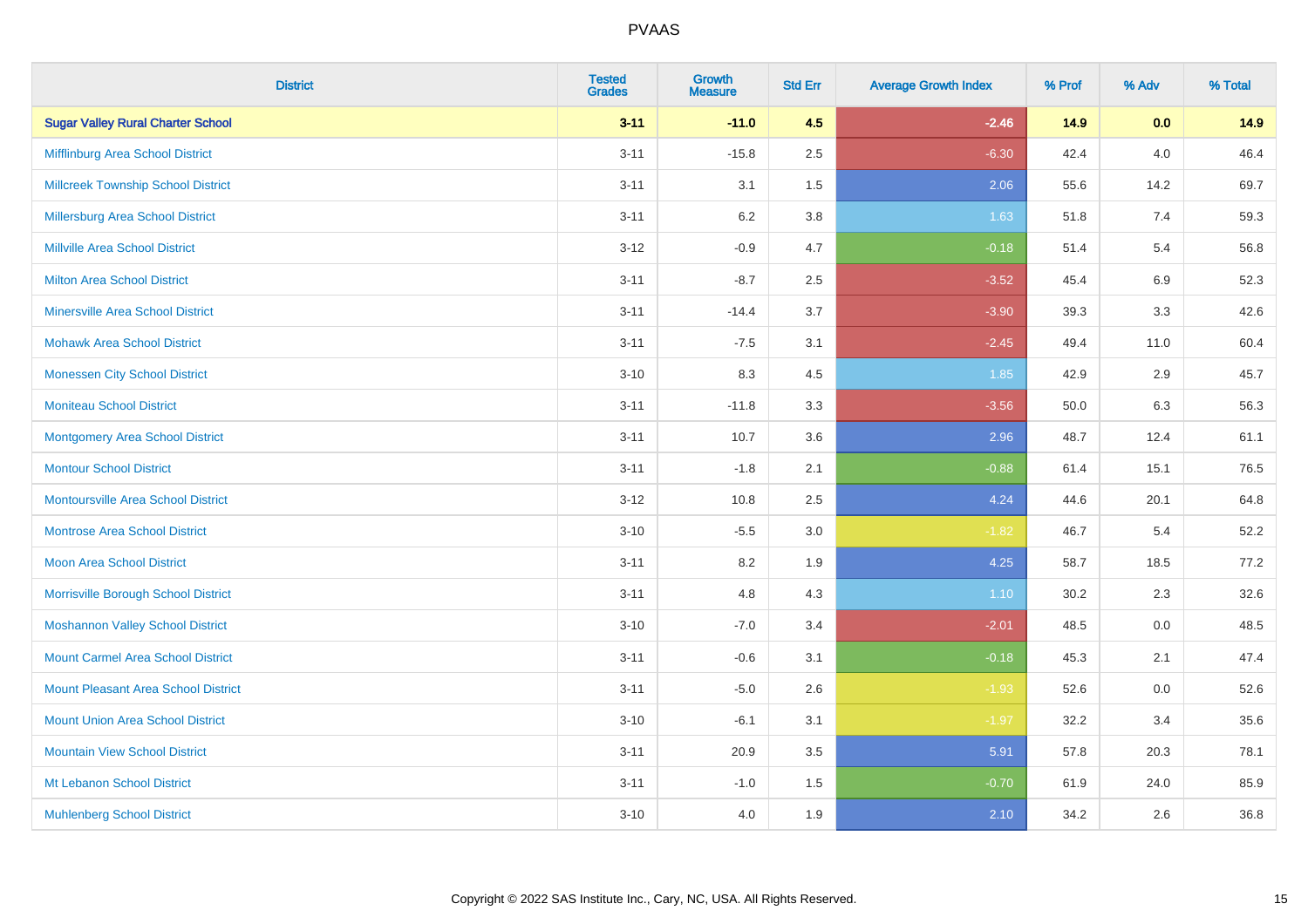# PVAAS

| District | Tested Grades | Growth Measure | Std Err | Average Growth Index | % Prof | % Adv | % Total |
|---|---|---|---|---|---|---|---|
| **Sugar Valley Rural Charter School** | **3-11** | **-11.0** | **4.5** | **-2.46** | **14.9** | **0.0** | **14.9** |
| Mifflinburg Area School District | 3-11 | -15.8 | 2.5 | -6.30 | 42.4 | 4.0 | 46.4 |
| Millcreek Township School District | 3-11 | 3.1 | 1.5 | 2.06 | 55.6 | 14.2 | 69.7 |
| Millersburg Area School District | 3-11 | 6.2 | 3.8 | 1.63 | 51.8 | 7.4 | 59.3 |
| Millville Area School District | 3-12 | -0.9 | 4.7 | -0.18 | 51.4 | 5.4 | 56.8 |
| Milton Area School District | 3-11 | -8.7 | 2.5 | -3.52 | 45.4 | 6.9 | 52.3 |
| Minersville Area School District | 3-11 | -14.4 | 3.7 | -3.90 | 39.3 | 3.3 | 42.6 |
| Mohawk Area School District | 3-11 | -7.5 | 3.1 | -2.45 | 49.4 | 11.0 | 60.4 |
| Monessen City School District | 3-10 | 8.3 | 4.5 | 1.85 | 42.9 | 2.9 | 45.7 |
| Moniteau School District | 3-11 | -11.8 | 3.3 | -3.56 | 50.0 | 6.3 | 56.3 |
| Montgomery Area School District | 3-11 | 10.7 | 3.6 | 2.96 | 48.7 | 12.4 | 61.1 |
| Montour School District | 3-11 | -1.8 | 2.1 | -0.88 | 61.4 | 15.1 | 76.5 |
| Montoursville Area School District | 3-12 | 10.8 | 2.5 | 4.24 | 44.6 | 20.1 | 64.8 |
| Montrose Area School District | 3-10 | -5.5 | 3.0 | -1.82 | 46.7 | 5.4 | 52.2 |
| Moon Area School District | 3-11 | 8.2 | 1.9 | 4.25 | 58.7 | 18.5 | 77.2 |
| Morrisville Borough School District | 3-11 | 4.8 | 4.3 | 1.10 | 30.2 | 2.3 | 32.6 |
| Moshannon Valley School District | 3-10 | -7.0 | 3.4 | -2.01 | 48.5 | 0.0 | 48.5 |
| Mount Carmel Area School District | 3-11 | -0.6 | 3.1 | -0.18 | 45.3 | 2.1 | 47.4 |
| Mount Pleasant Area School District | 3-11 | -5.0 | 2.6 | -1.93 | 52.6 | 0.0 | 52.6 |
| Mount Union Area School District | 3-10 | -6.1 | 3.1 | -1.97 | 32.2 | 3.4 | 35.6 |
| Mountain View School District | 3-11 | 20.9 | 3.5 | 5.91 | 57.8 | 20.3 | 78.1 |
| Mt Lebanon School District | 3-11 | -1.0 | 1.5 | -0.70 | 61.9 | 24.0 | 85.9 |
| Muhlenberg School District | 3-10 | 4.0 | 1.9 | 2.10 | 34.2 | 2.6 | 36.8 |

Copyright © 2022 SAS Institute Inc., Cary, NC, USA. All Rights Reserved.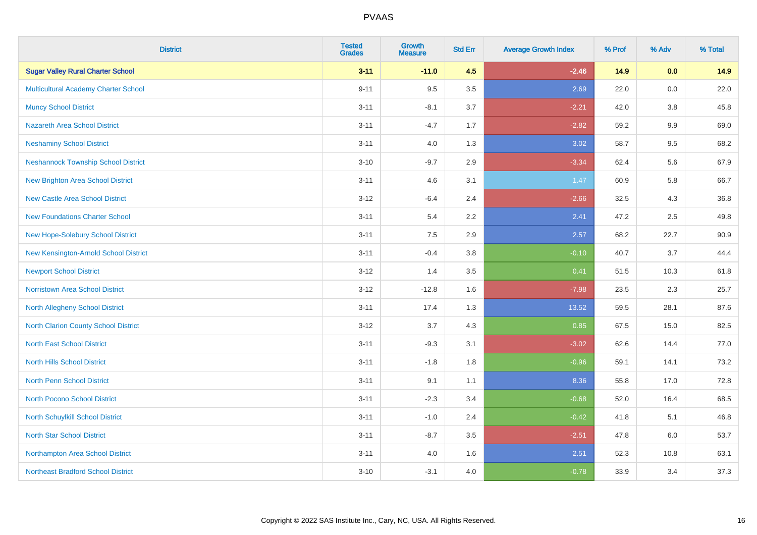| District | Tested Grades | Growth Measure | Std Err | Average Growth Index | % Prof | % Adv | % Total |
|---|---|---|---|---|---|---|---|
| **Sugar Valley Rural Charter School** | **3-11** | **-11.0** | **4.5** | **-2.46** | **14.9** | **0.0** | **14.9** |
| Multicultural Academy Charter School | 9-11 | 9.5 | 3.5 | 2.69 | 22.0 | 0.0 | 22.0 |
| Muncy School District | 3-11 | -8.1 | 3.7 | -2.21 | 42.0 | 3.8 | 45.8 |
| Nazareth Area School District | 3-11 | -4.7 | 1.7 | -2.82 | 59.2 | 9.9 | 69.0 |
| Neshaminy School District | 3-11 | 4.0 | 1.3 | 3.02 | 58.7 | 9.5 | 68.2 |
| Neshannock Township School District | 3-10 | -9.7 | 2.9 | -3.34 | 62.4 | 5.6 | 67.9 |
| New Brighton Area School District | 3-11 | 4.6 | 3.1 | 1.47 | 60.9 | 5.8 | 66.7 |
| New Castle Area School District | 3-12 | -6.4 | 2.4 | -2.66 | 32.5 | 4.3 | 36.8 |
| New Foundations Charter School | 3-11 | 5.4 | 2.2 | 2.41 | 47.2 | 2.5 | 49.8 |
| New Hope-Solebury School District | 3-11 | 7.5 | 2.9 | 2.57 | 68.2 | 22.7 | 90.9 |
| New Kensington-Arnold School District | 3-11 | -0.4 | 3.8 | -0.10 | 40.7 | 3.7 | 44.4 |
| Newport School District | 3-12 | 1.4 | 3.5 | 0.41 | 51.5 | 10.3 | 61.8 |
| Norristown Area School District | 3-12 | -12.8 | 1.6 | -7.98 | 23.5 | 2.3 | 25.7 |
| North Allegheny School District | 3-11 | 17.4 | 1.3 | 13.52 | 59.5 | 28.1 | 87.6 |
| North Clarion County School District | 3-12 | 3.7 | 4.3 | 0.85 | 67.5 | 15.0 | 82.5 |
| North East School District | 3-11 | -9.3 | 3.1 | -3.02 | 62.6 | 14.4 | 77.0 |
| North Hills School District | 3-11 | -1.8 | 1.8 | -0.96 | 59.1 | 14.1 | 73.2 |
| North Penn School District | 3-11 | 9.1 | 1.1 | 8.36 | 55.8 | 17.0 | 72.8 |
| North Pocono School District | 3-11 | -2.3 | 3.4 | -0.68 | 52.0 | 16.4 | 68.5 |
| North Schuylkill School District | 3-11 | -1.0 | 2.4 | -0.42 | 41.8 | 5.1 | 46.8 |
| North Star School District | 3-11 | -8.7 | 3.5 | -2.51 | 47.8 | 6.0 | 53.7 |
| Northampton Area School District | 3-11 | 4.0 | 1.6 | 2.51 | 52.3 | 10.8 | 63.1 |
| Northeast Bradford School District | 3-10 | -3.1 | 4.0 | -0.78 | 33.9 | 3.4 | 37.3 |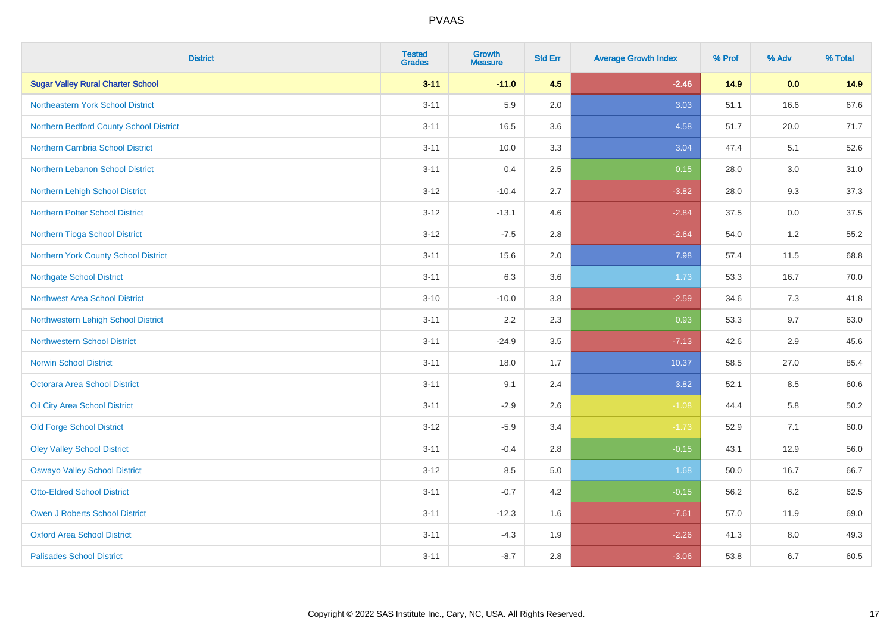# PVAAS

| District | Tested Grades | Growth Measure | Std Err | Average Growth Index | % Prof | % Adv | % Total |
|---|---|---|---|---|---|---|---|
| **Sugar Valley Rural Charter School** | **3-11** | **-11.0** | **4.5** | **-2.46** | **14.9** | **0.0** | **14.9** |
| Northeastern York School District | 3-11 | 5.9 | 2.0 | 3.03 | 51.1 | 16.6 | 67.6 |
| Northern Bedford County School District | 3-11 | 16.5 | 3.6 | 4.58 | 51.7 | 20.0 | 71.7 |
| Northern Cambria School District | 3-11 | 10.0 | 3.3 | 3.04 | 47.4 | 5.1 | 52.6 |
| Northern Lebanon School District | 3-11 | 0.4 | 2.5 | 0.15 | 28.0 | 3.0 | 31.0 |
| Northern Lehigh School District | 3-12 | -10.4 | 2.7 | -3.82 | 28.0 | 9.3 | 37.3 |
| Northern Potter School District | 3-12 | -13.1 | 4.6 | -2.84 | 37.5 | 0.0 | 37.5 |
| Northern Tioga School District | 3-12 | -7.5 | 2.8 | -2.64 | 54.0 | 1.2 | 55.2 |
| Northern York County School District | 3-11 | 15.6 | 2.0 | 7.98 | 57.4 | 11.5 | 68.8 |
| Northgate School District | 3-11 | 6.3 | 3.6 | 1.73 | 53.3 | 16.7 | 70.0 |
| Northwest Area School District | 3-10 | -10.0 | 3.8 | -2.59 | 34.6 | 7.3 | 41.8 |
| Northwestern Lehigh School District | 3-11 | 2.2 | 2.3 | 0.93 | 53.3 | 9.7 | 63.0 |
| Northwestern School District | 3-11 | -24.9 | 3.5 | -7.13 | 42.6 | 2.9 | 45.6 |
| Norwin School District | 3-11 | 18.0 | 1.7 | 10.37 | 58.5 | 27.0 | 85.4 |
| Octorara Area School District | 3-11 | 9.1 | 2.4 | 3.82 | 52.1 | 8.5 | 60.6 |
| Oil City Area School District | 3-11 | -2.9 | 2.6 | -1.08 | 44.4 | 5.8 | 50.2 |
| Old Forge School District | 3-12 | -5.9 | 3.4 | -1.73 | 52.9 | 7.1 | 60.0 |
| Oley Valley School District | 3-11 | -0.4 | 2.8 | -0.15 | 43.1 | 12.9 | 56.0 |
| Oswayo Valley School District | 3-12 | 8.5 | 5.0 | 1.68 | 50.0 | 16.7 | 66.7 |
| Otto-Eldred School District | 3-11 | -0.7 | 4.2 | -0.15 | 56.2 | 6.2 | 62.5 |
| Owen J Roberts School District | 3-11 | -12.3 | 1.6 | -7.61 | 57.0 | 11.9 | 69.0 |
| Oxford Area School District | 3-11 | -4.3 | 1.9 | -2.26 | 41.3 | 8.0 | 49.3 |
| Palisades School District | 3-11 | -8.7 | 2.8 | -3.06 | 53.8 | 6.7 | 60.5 |

Copyright © 2022 SAS Institute Inc., Cary, NC, USA. All Rights Reserved.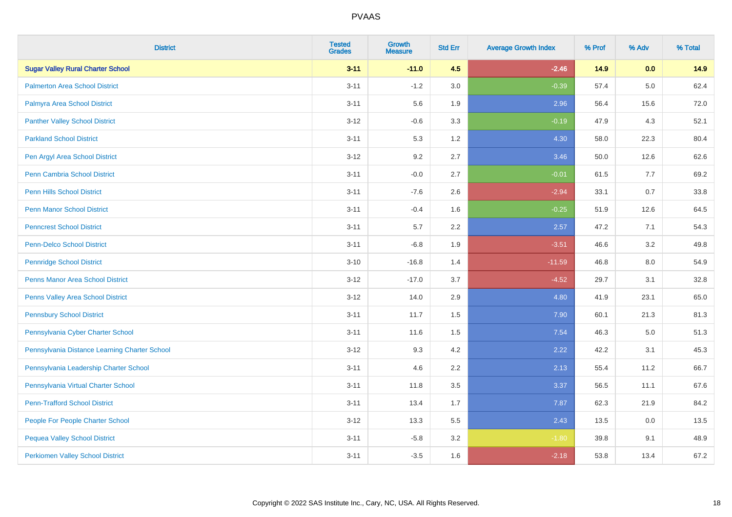PVAAS

| District | Tested Grades | Growth Measure | Std Err | Average Growth Index | % Prof | % Adv | % Total |
|---|---|---|---|---|---|---|---|
| **Sugar Valley Rural Charter School** | **3-11** | **-11.0** | **4.5** | **-2.46** | **14.9** | **0.0** | **14.9** |
| Palmerton Area School District | 3-11 | -1.2 | 3.0 | -0.39 | 57.4 | 5.0 | 62.4 |
| Palmyra Area School District | 3-11 | 5.6 | 1.9 | 2.96 | 56.4 | 15.6 | 72.0 |
| Panther Valley School District | 3-12 | -0.6 | 3.3 | -0.19 | 47.9 | 4.3 | 52.1 |
| Parkland School District | 3-11 | 5.3 | 1.2 | 4.30 | 58.0 | 22.3 | 80.4 |
| Pen Argyl Area School District | 3-12 | 9.2 | 2.7 | 3.46 | 50.0 | 12.6 | 62.6 |
| Penn Cambria School District | 3-11 | -0.0 | 2.7 | -0.01 | 61.5 | 7.7 | 69.2 |
| Penn Hills School District | 3-11 | -7.6 | 2.6 | -2.94 | 33.1 | 0.7 | 33.8 |
| Penn Manor School District | 3-11 | -0.4 | 1.6 | -0.25 | 51.9 | 12.6 | 64.5 |
| Penncrest School District | 3-11 | 5.7 | 2.2 | 2.57 | 47.2 | 7.1 | 54.3 |
| Penn-Delco School District | 3-11 | -6.8 | 1.9 | -3.51 | 46.6 | 3.2 | 49.8 |
| Pennridge School District | 3-10 | -16.8 | 1.4 | -11.59 | 46.8 | 8.0 | 54.9 |
| Penns Manor Area School District | 3-12 | -17.0 | 3.7 | -4.52 | 29.7 | 3.1 | 32.8 |
| Penns Valley Area School District | 3-12 | 14.0 | 2.9 | 4.80 | 41.9 | 23.1 | 65.0 |
| Pennsbury School District | 3-11 | 11.7 | 1.5 | 7.90 | 60.1 | 21.3 | 81.3 |
| Pennsylvania Cyber Charter School | 3-11 | 11.6 | 1.5 | 7.54 | 46.3 | 5.0 | 51.3 |
| Pennsylvania Distance Learning Charter School | 3-12 | 9.3 | 4.2 | 2.22 | 42.2 | 3.1 | 45.3 |
| Pennsylvania Leadership Charter School | 3-11 | 4.6 | 2.2 | 2.13 | 55.4 | 11.2 | 66.7 |
| Pennsylvania Virtual Charter School | 3-11 | 11.8 | 3.5 | 3.37 | 56.5 | 11.1 | 67.6 |
| Penn-Trafford School District | 3-11 | 13.4 | 1.7 | 7.87 | 62.3 | 21.9 | 84.2 |
| People For People Charter School | 3-12 | 13.3 | 5.5 | 2.43 | 13.5 | 0.0 | 13.5 |
| Pequea Valley School District | 3-11 | -5.8 | 3.2 | -1.80 | 39.8 | 9.1 | 48.9 |
| Perkiomen Valley School District | 3-11 | -3.5 | 1.6 | -2.18 | 53.8 | 13.4 | 67.2 |

Copyright © 2022 SAS Institute Inc., Cary, NC, USA. All Rights Reserved.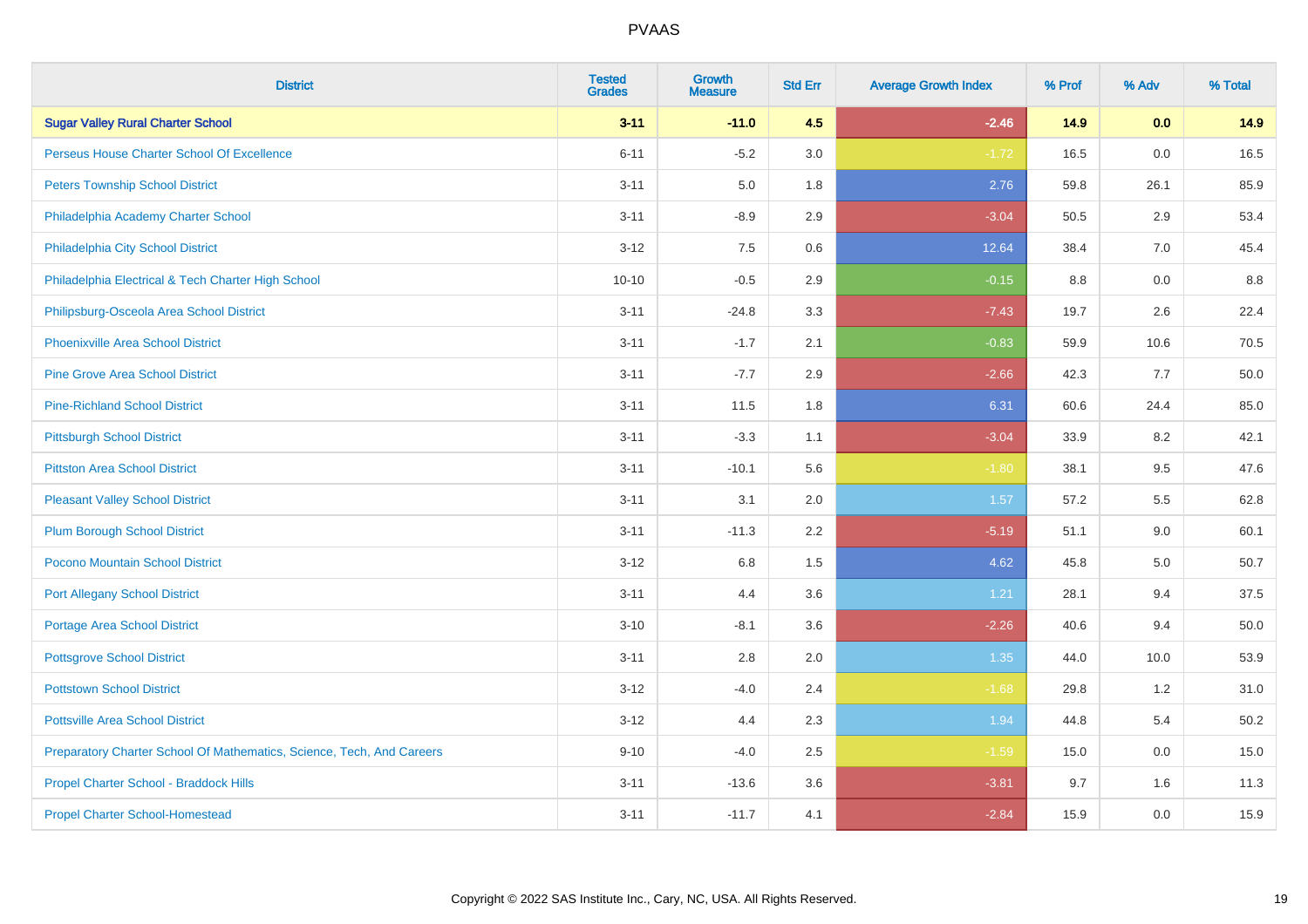# PVAAS

| District | Tested Grades | Growth Measure | Std Err | Average Growth Index | % Prof | % Adv | % Total |
|---|---|---|---|---|---|---|---|
| **Sugar Valley Rural Charter School** | **3-11** | **-11.0** | **4.5** | **-2.46** | **14.9** | **0.0** | **14.9** |
| Perseus House Charter School Of Excellence | 6-11 | -5.2 | 3.0 | -1.72 | 16.5 | 0.0 | 16.5 |
| Peters Township School District | 3-11 | 5.0 | 1.8 | 2.76 | 59.8 | 26.1 | 85.9 |
| Philadelphia Academy Charter School | 3-11 | -8.9 | 2.9 | -3.04 | 50.5 | 2.9 | 53.4 |
| Philadelphia City School District | 3-12 | 7.5 | 0.6 | 12.64 | 38.4 | 7.0 | 45.4 |
| Philadelphia Electrical & Tech Charter High School | 10-10 | -0.5 | 2.9 | -0.15 | 8.8 | 0.0 | 8.8 |
| Philipsburg-Osceola Area School District | 3-11 | -24.8 | 3.3 | -7.43 | 19.7 | 2.6 | 22.4 |
| Phoenixville Area School District | 3-11 | -1.7 | 2.1 | -0.83 | 59.9 | 10.6 | 70.5 |
| Pine Grove Area School District | 3-11 | -7.7 | 2.9 | -2.66 | 42.3 | 7.7 | 50.0 |
| Pine-Richland School District | 3-11 | 11.5 | 1.8 | 6.31 | 60.6 | 24.4 | 85.0 |
| Pittsburgh School District | 3-11 | -3.3 | 1.1 | -3.04 | 33.9 | 8.2 | 42.1 |
| Pittston Area School District | 3-11 | -10.1 | 5.6 | -1.80 | 38.1 | 9.5 | 47.6 |
| Pleasant Valley School District | 3-11 | 3.1 | 2.0 | 1.57 | 57.2 | 5.5 | 62.8 |
| Plum Borough School District | 3-11 | -11.3 | 2.2 | -5.19 | 51.1 | 9.0 | 60.1 |
| Pocono Mountain School District | 3-12 | 6.8 | 1.5 | 4.62 | 45.8 | 5.0 | 50.7 |
| Port Allegany School District | 3-11 | 4.4 | 3.6 | 1.21 | 28.1 | 9.4 | 37.5 |
| Portage Area School District | 3-10 | -8.1 | 3.6 | -2.26 | 40.6 | 9.4 | 50.0 |
| Pottsgrove School District | 3-11 | 2.8 | 2.0 | 1.35 | 44.0 | 10.0 | 53.9 |
| Pottstown School District | 3-12 | -4.0 | 2.4 | -1.68 | 29.8 | 1.2 | 31.0 |
| Pottsville Area School District | 3-12 | 4.4 | 2.3 | 1.94 | 44.8 | 5.4 | 50.2 |
| Preparatory Charter School Of Mathematics, Science, Tech, And Careers | 9-10 | -4.0 | 2.5 | -1.59 | 15.0 | 0.0 | 15.0 |
| Propel Charter School - Braddock Hills | 3-11 | -13.6 | 3.6 | -3.81 | 9.7 | 1.6 | 11.3 |
| Propel Charter School-Homestead | 3-11 | -11.7 | 4.1 | -2.84 | 15.9 | 0.0 | 15.9 |

Copyright © 2022 SAS Institute Inc., Cary, NC, USA. All Rights Reserved.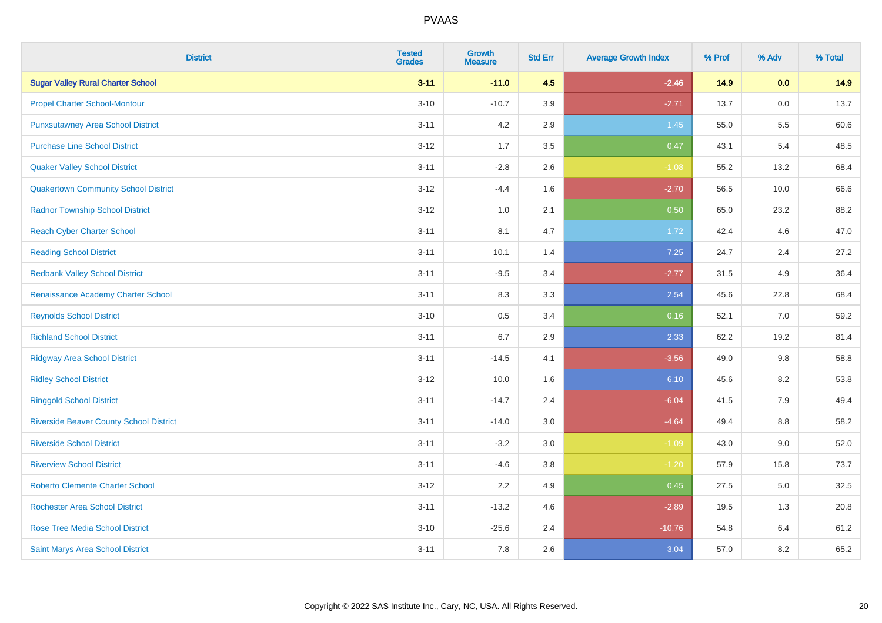# PVAAS

| District | Tested Grades | Growth Measure | Std Err | Average Growth Index | % Prof | % Adv | % Total |
|---|---|---|---|---|---|---|---|
| **Sugar Valley Rural Charter School** | **3-11** | **-11.0** | **4.5** | **-2.46** | **14.9** | **0.0** | **14.9** |
| Propel Charter School-Montour | 3-10 | -10.7 | 3.9 | -2.71 | 13.7 | 0.0 | 13.7 |
| Punxsutawney Area School District | 3-11 | 4.2 | 2.9 | 1.45 | 55.0 | 5.5 | 60.6 |
| Purchase Line School District | 3-12 | 1.7 | 3.5 | 0.47 | 43.1 | 5.4 | 48.5 |
| Quaker Valley School District | 3-11 | -2.8 | 2.6 | -1.08 | 55.2 | 13.2 | 68.4 |
| Quakertown Community School District | 3-12 | -4.4 | 1.6 | -2.70 | 56.5 | 10.0 | 66.6 |
| Radnor Township School District | 3-12 | 1.0 | 2.1 | 0.50 | 65.0 | 23.2 | 88.2 |
| Reach Cyber Charter School | 3-11 | 8.1 | 4.7 | 1.72 | 42.4 | 4.6 | 47.0 |
| Reading School District | 3-11 | 10.1 | 1.4 | 7.25 | 24.7 | 2.4 | 27.2 |
| Redbank Valley School District | 3-11 | -9.5 | 3.4 | -2.77 | 31.5 | 4.9 | 36.4 |
| Renaissance Academy Charter School | 3-11 | 8.3 | 3.3 | 2.54 | 45.6 | 22.8 | 68.4 |
| Reynolds School District | 3-10 | 0.5 | 3.4 | 0.16 | 52.1 | 7.0 | 59.2 |
| Richland School District | 3-11 | 6.7 | 2.9 | 2.33 | 62.2 | 19.2 | 81.4 |
| Ridgway Area School District | 3-11 | -14.5 | 4.1 | -3.56 | 49.0 | 9.8 | 58.8 |
| Ridley School District | 3-12 | 10.0 | 1.6 | 6.10 | 45.6 | 8.2 | 53.8 |
| Ringgold School District | 3-11 | -14.7 | 2.4 | -6.04 | 41.5 | 7.9 | 49.4 |
| Riverside Beaver County School District | 3-11 | -14.0 | 3.0 | -4.64 | 49.4 | 8.8 | 58.2 |
| Riverside School District | 3-11 | -3.2 | 3.0 | -1.09 | 43.0 | 9.0 | 52.0 |
| Riverview School District | 3-11 | -4.6 | 3.8 | -1.20 | 57.9 | 15.8 | 73.7 |
| Roberto Clemente Charter School | 3-12 | 2.2 | 4.9 | 0.45 | 27.5 | 5.0 | 32.5 |
| Rochester Area School District | 3-11 | -13.2 | 4.6 | -2.89 | 19.5 | 1.3 | 20.8 |
| Rose Tree Media School District | 3-10 | -25.6 | 2.4 | -10.76 | 54.8 | 6.4 | 61.2 |
| Saint Marys Area School District | 3-11 | 7.8 | 2.6 | 3.04 | 57.0 | 8.2 | 65.2 |

Copyright © 2022 SAS Institute Inc., Cary, NC, USA. All Rights Reserved.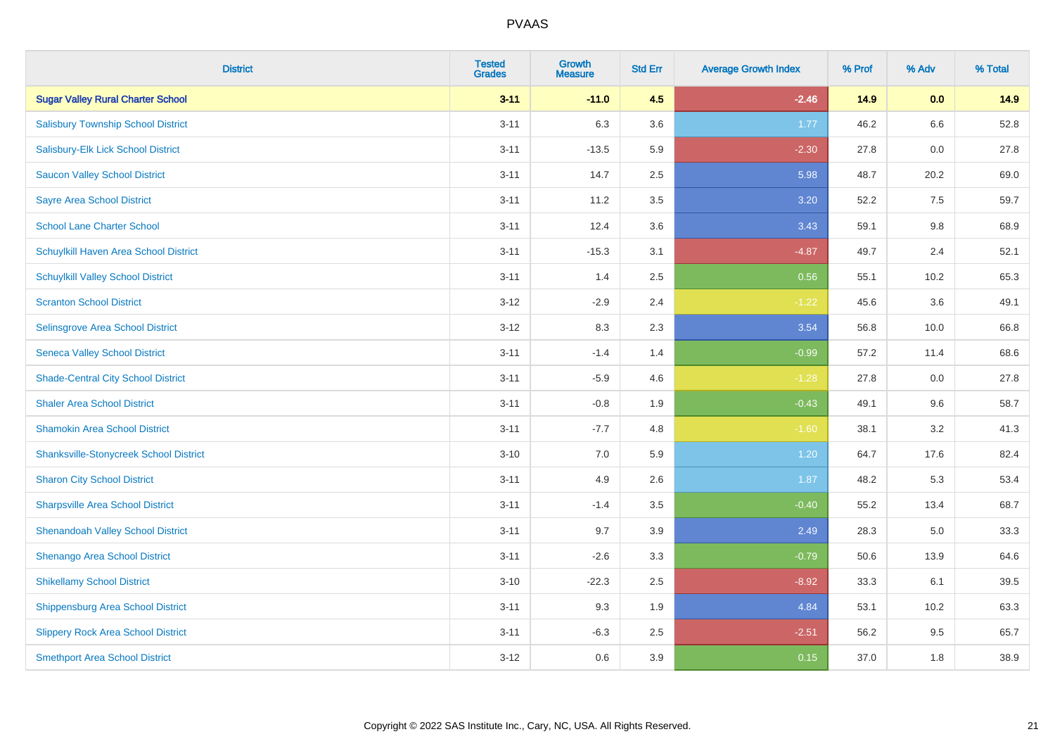# PVAAS

| District | Tested Grades | Growth Measure | Std Err | Average Growth Index | % Prof | % Adv | % Total |
|---|---|---|---|---|---|---|---|
| **Sugar Valley Rural Charter School** | **3-11** | **-11.0** | **4.5** | **-2.46** | **14.9** | **0.0** | **14.9** |
| Salisbury Township School District | 3-11 | 6.3 | 3.6 | 1.77 | 46.2 | 6.6 | 52.8 |
| Salisbury-Elk Lick School District | 3-11 | -13.5 | 5.9 | -2.30 | 27.8 | 0.0 | 27.8 |
| Saucon Valley School District | 3-11 | 14.7 | 2.5 | 5.98 | 48.7 | 20.2 | 69.0 |
| Sayre Area School District | 3-11 | 11.2 | 3.5 | 3.20 | 52.2 | 7.5 | 59.7 |
| School Lane Charter School | 3-11 | 12.4 | 3.6 | 3.43 | 59.1 | 9.8 | 68.9 |
| Schuylkill Haven Area School District | 3-11 | -15.3 | 3.1 | -4.87 | 49.7 | 2.4 | 52.1 |
| Schuylkill Valley School District | 3-11 | 1.4 | 2.5 | 0.56 | 55.1 | 10.2 | 65.3 |
| Scranton School District | 3-12 | -2.9 | 2.4 | -1.22 | 45.6 | 3.6 | 49.1 |
| Selinsgrove Area School District | 3-12 | 8.3 | 2.3 | 3.54 | 56.8 | 10.0 | 66.8 |
| Seneca Valley School District | 3-11 | -1.4 | 1.4 | -0.99 | 57.2 | 11.4 | 68.6 |
| Shade-Central City School District | 3-11 | -5.9 | 4.6 | -1.28 | 27.8 | 0.0 | 27.8 |
| Shaler Area School District | 3-11 | -0.8 | 1.9 | -0.43 | 49.1 | 9.6 | 58.7 |
| Shamokin Area School District | 3-11 | -7.7 | 4.8 | -1.60 | 38.1 | 3.2 | 41.3 |
| Shanksville-Stonycreek School District | 3-10 | 7.0 | 5.9 | 1.20 | 64.7 | 17.6 | 82.4 |
| Sharon City School District | 3-11 | 4.9 | 2.6 | 1.87 | 48.2 | 5.3 | 53.4 |
| Sharpsville Area School District | 3-11 | -1.4 | 3.5 | -0.40 | 55.2 | 13.4 | 68.7 |
| Shenandoah Valley School District | 3-11 | 9.7 | 3.9 | 2.49 | 28.3 | 5.0 | 33.3 |
| Shenango Area School District | 3-11 | -2.6 | 3.3 | -0.79 | 50.6 | 13.9 | 64.6 |
| Shikellamy School District | 3-10 | -22.3 | 2.5 | -8.92 | 33.3 | 6.1 | 39.5 |
| Shippensburg Area School District | 3-11 | 9.3 | 1.9 | 4.84 | 53.1 | 10.2 | 63.3 |
| Slippery Rock Area School District | 3-11 | -6.3 | 2.5 | -2.51 | 56.2 | 9.5 | 65.7 |
| Smethport Area School District | 3-12 | 0.6 | 3.9 | 0.15 | 37.0 | 1.8 | 38.9 |

Copyright © 2022 SAS Institute Inc., Cary, NC, USA. All Rights Reserved.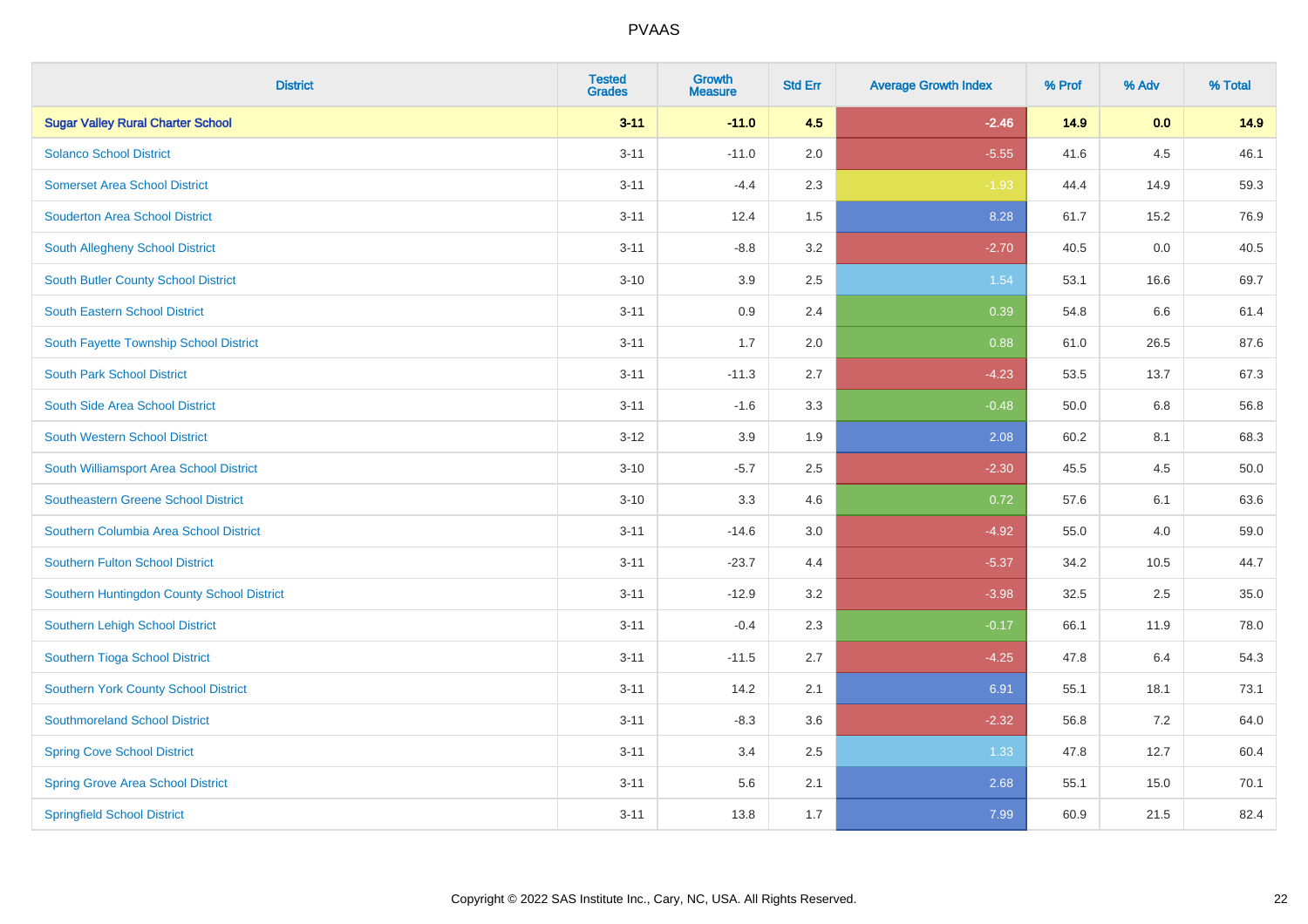# PVAAS

| District | Tested Grades | Growth Measure | Std Err | Average Growth Index | % Prof | % Adv | % Total |
|---|---|---|---|---|---|---|---|
| **Sugar Valley Rural Charter School** | **3-11** | **-11.0** | **4.5** | **-2.46** | **14.9** | **0.0** | **14.9** |
| Solanco School District | 3-11 | -11.0 | 2.0 | -5.55 | 41.6 | 4.5 | 46.1 |
| Somerset Area School District | 3-11 | -4.4 | 2.3 | -1.93 | 44.4 | 14.9 | 59.3 |
| Souderton Area School District | 3-11 | 12.4 | 1.5 | 8.28 | 61.7 | 15.2 | 76.9 |
| South Allegheny School District | 3-11 | -8.8 | 3.2 | -2.70 | 40.5 | 0.0 | 40.5 |
| South Butler County School District | 3-10 | 3.9 | 2.5 | 1.54 | 53.1 | 16.6 | 69.7 |
| South Eastern School District | 3-11 | 0.9 | 2.4 | 0.39 | 54.8 | 6.6 | 61.4 |
| South Fayette Township School District | 3-11 | 1.7 | 2.0 | 0.88 | 61.0 | 26.5 | 87.6 |
| South Park School District | 3-11 | -11.3 | 2.7 | -4.23 | 53.5 | 13.7 | 67.3 |
| South Side Area School District | 3-11 | -1.6 | 3.3 | -0.48 | 50.0 | 6.8 | 56.8 |
| South Western School District | 3-12 | 3.9 | 1.9 | 2.08 | 60.2 | 8.1 | 68.3 |
| South Williamsport Area School District | 3-10 | -5.7 | 2.5 | -2.30 | 45.5 | 4.5 | 50.0 |
| Southeastern Greene School District | 3-10 | 3.3 | 4.6 | 0.72 | 57.6 | 6.1 | 63.6 |
| Southern Columbia Area School District | 3-11 | -14.6 | 3.0 | -4.92 | 55.0 | 4.0 | 59.0 |
| Southern Fulton School District | 3-11 | -23.7 | 4.4 | -5.37 | 34.2 | 10.5 | 44.7 |
| Southern Huntingdon County School District | 3-11 | -12.9 | 3.2 | -3.98 | 32.5 | 2.5 | 35.0 |
| Southern Lehigh School District | 3-11 | -0.4 | 2.3 | -0.17 | 66.1 | 11.9 | 78.0 |
| Southern Tioga School District | 3-11 | -11.5 | 2.7 | -4.25 | 47.8 | 6.4 | 54.3 |
| Southern York County School District | 3-11 | 14.2 | 2.1 | 6.91 | 55.1 | 18.1 | 73.1 |
| Southmoreland School District | 3-11 | -8.3 | 3.6 | -2.32 | 56.8 | 7.2 | 64.0 |
| Spring Cove School District | 3-11 | 3.4 | 2.5 | 1.33 | 47.8 | 12.7 | 60.4 |
| Spring Grove Area School District | 3-11 | 5.6 | 2.1 | 2.68 | 55.1 | 15.0 | 70.1 |
| Springfield School District | 3-11 | 13.8 | 1.7 | 7.99 | 60.9 | 21.5 | 82.4 |

Copyright © 2022 SAS Institute Inc., Cary, NC, USA. All Rights Reserved.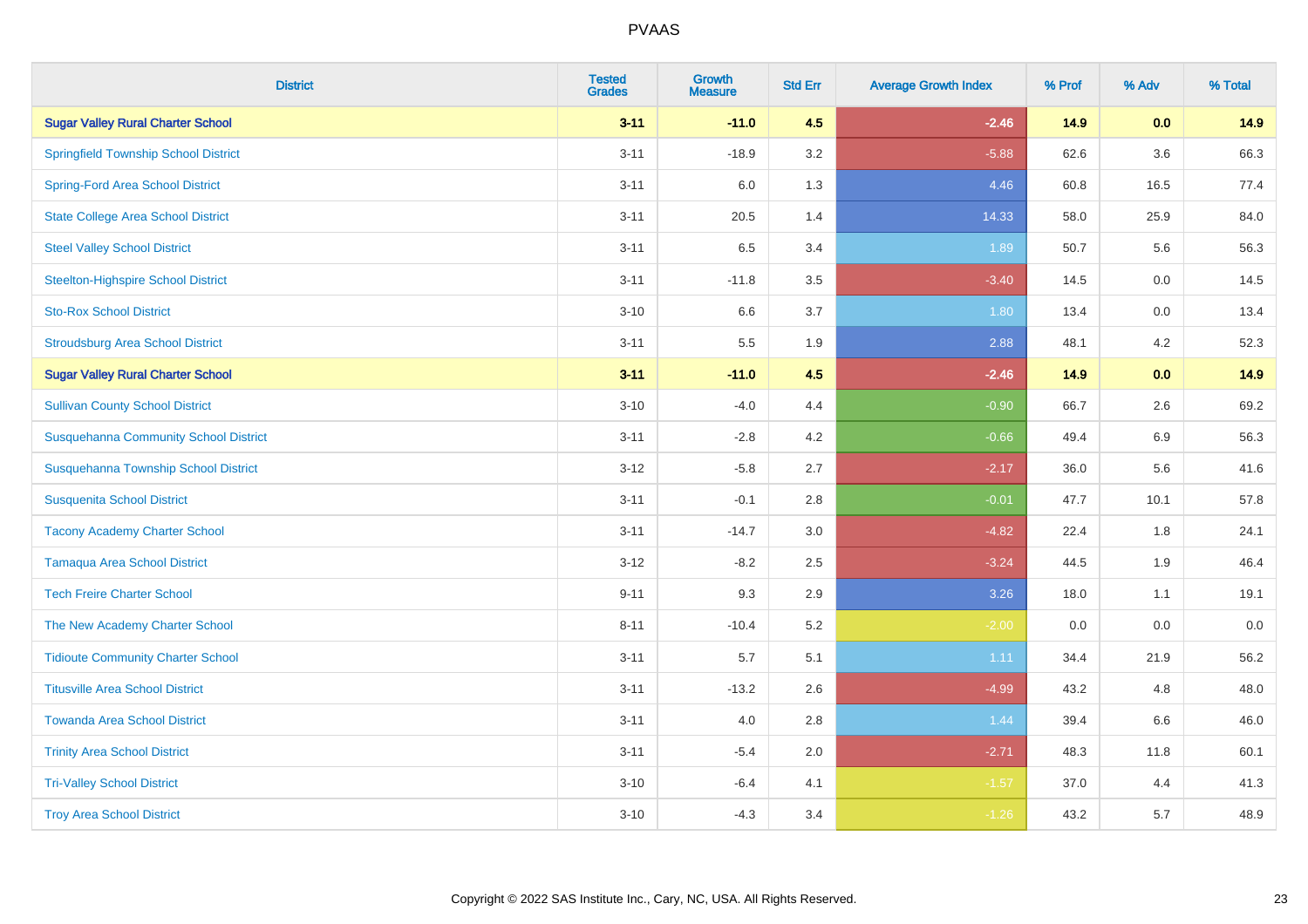# PVAAS

| District | Tested Grades | Growth Measure | Std Err | Average Growth Index | % Prof | % Adv | % Total |
|---|---|---|---|---|---|---|---|
| **Sugar Valley Rural Charter School** | **3-11** | **-11.0** | **4.5** | **-2.46** | **14.9** | **0.0** | **14.9** |
| Springfield Township School District | 3-11 | -18.9 | 3.2 | -5.88 | 62.6 | 3.6 | 66.3 |
| Spring-Ford Area School District | 3-11 | 6.0 | 1.3 | 4.46 | 60.8 | 16.5 | 77.4 |
| State College Area School District | 3-11 | 20.5 | 1.4 | 14.33 | 58.0 | 25.9 | 84.0 |
| Steel Valley School District | 3-11 | 6.5 | 3.4 | 1.89 | 50.7 | 5.6 | 56.3 |
| Steelton-Highspire School District | 3-11 | -11.8 | 3.5 | -3.40 | 14.5 | 0.0 | 14.5 |
| Sto-Rox School District | 3-10 | 6.6 | 3.7 | 1.80 | 13.4 | 0.0 | 13.4 |
| Stroudsburg Area School District | 3-11 | 5.5 | 1.9 | 2.88 | 48.1 | 4.2 | 52.3 |
| **Sugar Valley Rural Charter School** | **3-11** | **-11.0** | **4.5** | **-2.46** | **14.9** | **0.0** | **14.9** |
| Sullivan County School District | 3-10 | -4.0 | 4.4 | -0.90 | 66.7 | 2.6 | 69.2 |
| Susquehanna Community School District | 3-11 | -2.8 | 4.2 | -0.66 | 49.4 | 6.9 | 56.3 |
| Susquehanna Township School District | 3-12 | -5.8 | 2.7 | -2.17 | 36.0 | 5.6 | 41.6 |
| Susquenita School District | 3-11 | -0.1 | 2.8 | -0.01 | 47.7 | 10.1 | 57.8 |
| Tacony Academy Charter School | 3-11 | -14.7 | 3.0 | -4.82 | 22.4 | 1.8 | 24.1 |
| Tamaqua Area School District | 3-12 | -8.2 | 2.5 | -3.24 | 44.5 | 1.9 | 46.4 |
| Tech Freire Charter School | 9-11 | 9.3 | 2.9 | 3.26 | 18.0 | 1.1 | 19.1 |
| The New Academy Charter School | 8-11 | -10.4 | 5.2 | -2.00 | 0.0 | 0.0 | 0.0 |
| Tidioute Community Charter School | 3-11 | 5.7 | 5.1 | 1.11 | 34.4 | 21.9 | 56.2 |
| Titusville Area School District | 3-11 | -13.2 | 2.6 | -4.99 | 43.2 | 4.8 | 48.0 |
| Towanda Area School District | 3-11 | 4.0 | 2.8 | 1.44 | 39.4 | 6.6 | 46.0 |
| Trinity Area School District | 3-11 | -5.4 | 2.0 | -2.71 | 48.3 | 11.8 | 60.1 |
| Tri-Valley School District | 3-10 | -6.4 | 4.1 | -1.57 | 37.0 | 4.4 | 41.3 |
| Troy Area School District | 3-10 | -4.3 | 3.4 | -1.26 | 43.2 | 5.7 | 48.9 |

Copyright © 2022 SAS Institute Inc., Cary, NC, USA. All Rights Reserved.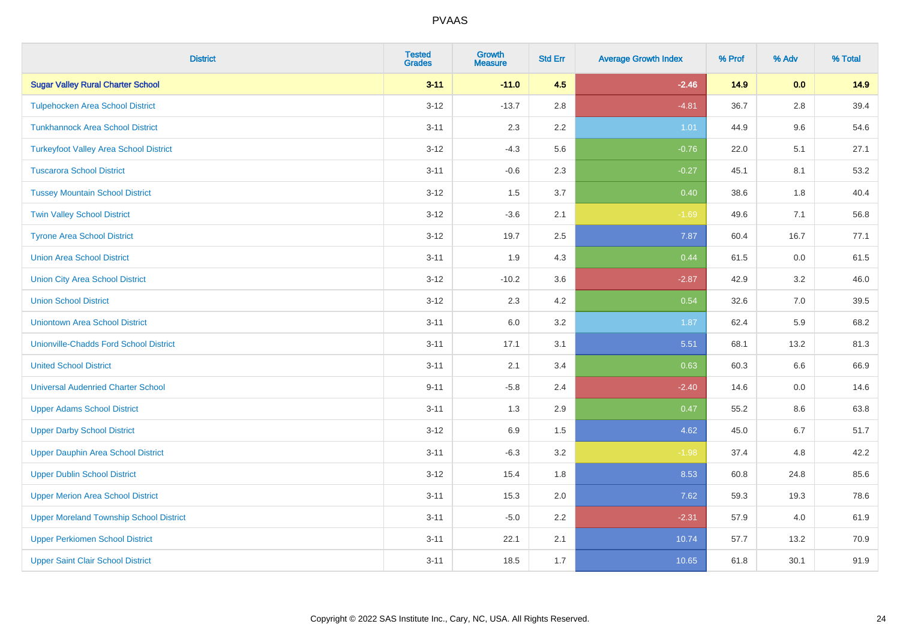| District | Tested Grades | Growth Measure | Std Err | Average Growth Index | % Prof | % Adv | % Total |
|---|---|---|---|---|---|---|---|
| **Sugar Valley Rural Charter School** | **3-11** | **-11.0** | **4.5** | **-2.46** | **14.9** | **0.0** | **14.9** |
| Tulpehocken Area School District | 3-12 | -13.7 | 2.8 | -4.81 | 36.7 | 2.8 | 39.4 |
| Tunkhannock Area School District | 3-11 | 2.3 | 2.2 | 1.01 | 44.9 | 9.6 | 54.6 |
| Turkeyfoot Valley Area School District | 3-12 | -4.3 | 5.6 | -0.76 | 22.0 | 5.1 | 27.1 |
| Tuscarora School District | 3-11 | -0.6 | 2.3 | -0.27 | 45.1 | 8.1 | 53.2 |
| Tussey Mountain School District | 3-12 | 1.5 | 3.7 | 0.40 | 38.6 | 1.8 | 40.4 |
| Twin Valley School District | 3-12 | -3.6 | 2.1 | -1.69 | 49.6 | 7.1 | 56.8 |
| Tyrone Area School District | 3-12 | 19.7 | 2.5 | 7.87 | 60.4 | 16.7 | 77.1 |
| Union Area School District | 3-11 | 1.9 | 4.3 | 0.44 | 61.5 | 0.0 | 61.5 |
| Union City Area School District | 3-12 | -10.2 | 3.6 | -2.87 | 42.9 | 3.2 | 46.0 |
| Union School District | 3-12 | 2.3 | 4.2 | 0.54 | 32.6 | 7.0 | 39.5 |
| Uniontown Area School District | 3-11 | 6.0 | 3.2 | 1.87 | 62.4 | 5.9 | 68.2 |
| Unionville-Chadds Ford School District | 3-11 | 17.1 | 3.1 | 5.51 | 68.1 | 13.2 | 81.3 |
| United School District | 3-11 | 2.1 | 3.4 | 0.63 | 60.3 | 6.6 | 66.9 |
| Universal Audenried Charter School | 9-11 | -5.8 | 2.4 | -2.40 | 14.6 | 0.0 | 14.6 |
| Upper Adams School District | 3-11 | 1.3 | 2.9 | 0.47 | 55.2 | 8.6 | 63.8 |
| Upper Darby School District | 3-12 | 6.9 | 1.5 | 4.62 | 45.0 | 6.7 | 51.7 |
| Upper Dauphin Area School District | 3-11 | -6.3 | 3.2 | -1.98 | 37.4 | 4.8 | 42.2 |
| Upper Dublin School District | 3-12 | 15.4 | 1.8 | 8.53 | 60.8 | 24.8 | 85.6 |
| Upper Merion Area School District | 3-11 | 15.3 | 2.0 | 7.62 | 59.3 | 19.3 | 78.6 |
| Upper Moreland Township School District | 3-11 | -5.0 | 2.2 | -2.31 | 57.9 | 4.0 | 61.9 |
| Upper Perkiomen School District | 3-11 | 22.1 | 2.1 | 10.74 | 57.7 | 13.2 | 70.9 |
| Upper Saint Clair School District | 3-11 | 18.5 | 1.7 | 10.65 | 61.8 | 30.1 | 91.9 |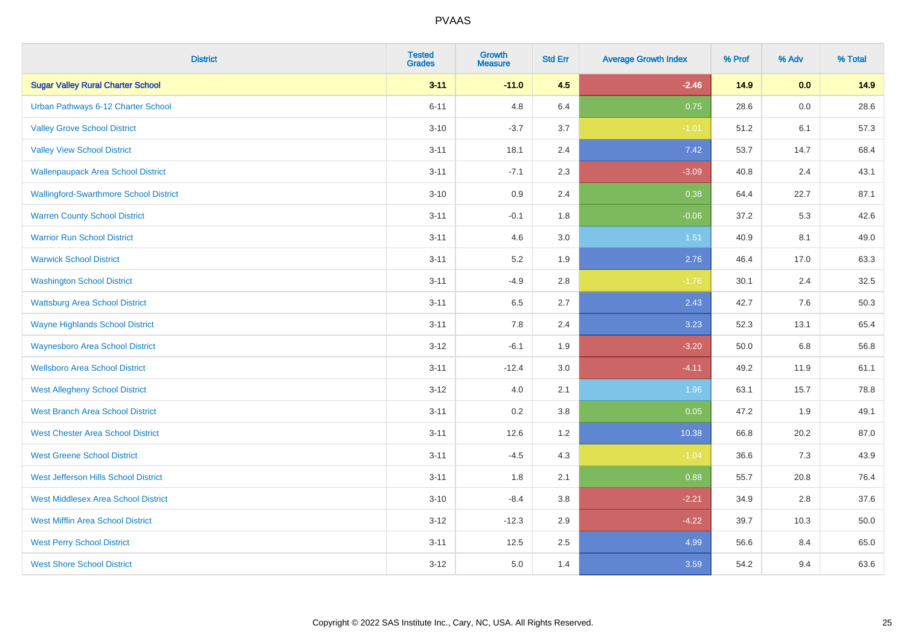# PVAAS

| District | Tested Grades | Growth Measure | Std Err | Average Growth Index | % Prof | % Adv | % Total |
|---|---|---|---|---|---|---|---|
| **Sugar Valley Rural Charter School** | **3-11** | **-11.0** | **4.5** | **-2.46** | **14.9** | **0.0** | **14.9** |
| Urban Pathways 6-12 Charter School | 6-11 | 4.8 | 6.4 | 0.75 | 28.6 | 0.0 | 28.6 |
| Valley Grove School District | 3-10 | -3.7 | 3.7 | -1.01 | 51.2 | 6.1 | 57.3 |
| Valley View School District | 3-11 | 18.1 | 2.4 | 7.42 | 53.7 | 14.7 | 68.4 |
| Wallenpaupack Area School District | 3-11 | -7.1 | 2.3 | -3.09 | 40.8 | 2.4 | 43.1 |
| Wallingford-Swarthmore School District | 3-10 | 0.9 | 2.4 | 0.38 | 64.4 | 22.7 | 87.1 |
| Warren County School District | 3-11 | -0.1 | 1.8 | -0.06 | 37.2 | 5.3 | 42.6 |
| Warrior Run School District | 3-11 | 4.6 | 3.0 | 1.51 | 40.9 | 8.1 | 49.0 |
| Warwick School District | 3-11 | 5.2 | 1.9 | 2.76 | 46.4 | 17.0 | 63.3 |
| Washington School District | 3-11 | -4.9 | 2.8 | -1.76 | 30.1 | 2.4 | 32.5 |
| Wattsburg Area School District | 3-11 | 6.5 | 2.7 | 2.43 | 42.7 | 7.6 | 50.3 |
| Wayne Highlands School District | 3-11 | 7.8 | 2.4 | 3.23 | 52.3 | 13.1 | 65.4 |
| Waynesboro Area School District | 3-12 | -6.1 | 1.9 | -3.20 | 50.0 | 6.8 | 56.8 |
| Wellsboro Area School District | 3-11 | -12.4 | 3.0 | -4.11 | 49.2 | 11.9 | 61.1 |
| West Allegheny School District | 3-12 | 4.0 | 2.1 | 1.96 | 63.1 | 15.7 | 78.8 |
| West Branch Area School District | 3-11 | 0.2 | 3.8 | 0.05 | 47.2 | 1.9 | 49.1 |
| West Chester Area School District | 3-11 | 12.6 | 1.2 | 10.38 | 66.8 | 20.2 | 87.0 |
| West Greene School District | 3-11 | -4.5 | 4.3 | -1.04 | 36.6 | 7.3 | 43.9 |
| West Jefferson Hills School District | 3-11 | 1.8 | 2.1 | 0.88 | 55.7 | 20.8 | 76.4 |
| West Middlesex Area School District | 3-10 | -8.4 | 3.8 | -2.21 | 34.9 | 2.8 | 37.6 |
| West Mifflin Area School District | 3-12 | -12.3 | 2.9 | -4.22 | 39.7 | 10.3 | 50.0 |
| West Perry School District | 3-11 | 12.5 | 2.5 | 4.99 | 56.6 | 8.4 | 65.0 |
| West Shore School District | 3-12 | 5.0 | 1.4 | 3.59 | 54.2 | 9.4 | 63.6 |

Copyright © 2022 SAS Institute Inc., Cary, NC, USA. All Rights Reserved.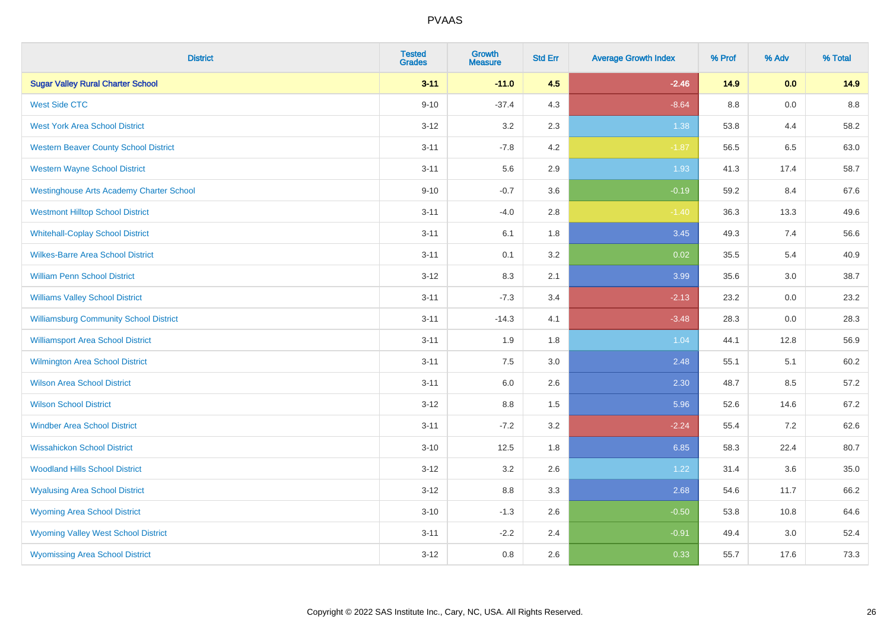| District | Tested Grades | Growth Measure | Std Err | Average Growth Index | % Prof | % Adv | % Total |
|---|---|---|---|---|---|---|---|
| **Sugar Valley Rural Charter School** | **3-11** | **-11.0** | **4.5** | **-2.46** | **14.9** | **0.0** | **14.9** |
| West Side CTC | 9-10 | -37.4 | 4.3 | -8.64 | 8.8 | 0.0 | 8.8 |
| West York Area School District | 3-12 | 3.2 | 2.3 | 1.38 | 53.8 | 4.4 | 58.2 |
| Western Beaver County School District | 3-11 | -7.8 | 4.2 | -1.87 | 56.5 | 6.5 | 63.0 |
| Western Wayne School District | 3-11 | 5.6 | 2.9 | 1.93 | 41.3 | 17.4 | 58.7 |
| Westinghouse Arts Academy Charter School | 9-10 | -0.7 | 3.6 | -0.19 | 59.2 | 8.4 | 67.6 |
| Westmont Hilltop School District | 3-11 | -4.0 | 2.8 | -1.40 | 36.3 | 13.3 | 49.6 |
| Whitehall-Coplay School District | 3-11 | 6.1 | 1.8 | 3.45 | 49.3 | 7.4 | 56.6 |
| Wilkes-Barre Area School District | 3-11 | 0.1 | 3.2 | 0.02 | 35.5 | 5.4 | 40.9 |
| William Penn School District | 3-12 | 8.3 | 2.1 | 3.99 | 35.6 | 3.0 | 38.7 |
| Williams Valley School District | 3-11 | -7.3 | 3.4 | -2.13 | 23.2 | 0.0 | 23.2 |
| Williamsburg Community School District | 3-11 | -14.3 | 4.1 | -3.48 | 28.3 | 0.0 | 28.3 |
| Williamsport Area School District | 3-11 | 1.9 | 1.8 | 1.04 | 44.1 | 12.8 | 56.9 |
| Wilmington Area School District | 3-11 | 7.5 | 3.0 | 2.48 | 55.1 | 5.1 | 60.2 |
| Wilson Area School District | 3-11 | 6.0 | 2.6 | 2.30 | 48.7 | 8.5 | 57.2 |
| Wilson School District | 3-12 | 8.8 | 1.5 | 5.96 | 52.6 | 14.6 | 67.2 |
| Windber Area School District | 3-11 | -7.2 | 3.2 | -2.24 | 55.4 | 7.2 | 62.6 |
| Wissahickon School District | 3-10 | 12.5 | 1.8 | 6.85 | 58.3 | 22.4 | 80.7 |
| Woodland Hills School District | 3-12 | 3.2 | 2.6 | 1.22 | 31.4 | 3.6 | 35.0 |
| Wyalusing Area School District | 3-12 | 8.8 | 3.3 | 2.68 | 54.6 | 11.7 | 66.2 |
| Wyoming Area School District | 3-10 | -1.3 | 2.6 | -0.50 | 53.8 | 10.8 | 64.6 |
| Wyoming Valley West School District | 3-11 | -2.2 | 2.4 | -0.91 | 49.4 | 3.0 | 52.4 |
| Wyomissing Area School District | 3-12 | 0.8 | 2.6 | 0.33 | 55.7 | 17.6 | 73.3 |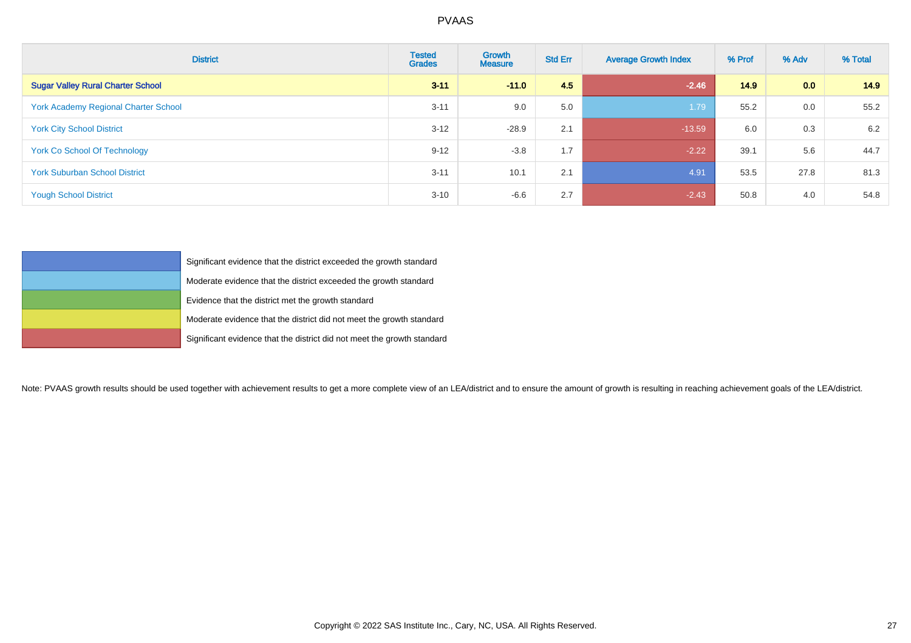# PVAAS

| District | Tested Grades | Growth Measure | Std Err | Average Growth Index | % Prof | % Adv | % Total |
|---|---|---|---|---|---|---|---|
| **Sugar Valley Rural Charter School** | **3-11** | **-11.0** | **4.5** | **-2.46** | **14.9** | **0.0** | **14.9** |
| York Academy Regional Charter School | 3-11 | 9.0 | 5.0 | 1.79 | 55.2 | 0.0 | 55.2 |
| York City School District | 3-12 | -28.9 | 2.1 | -13.59 | 6.0 | 0.3 | 6.2 |
| York Co School Of Technology | 9-12 | -3.8 | 1.7 | -2.22 | 39.1 | 5.6 | 44.7 |
| York Suburban School District | 3-11 | 10.1 | 2.1 | 4.91 | 53.5 | 27.8 | 81.3 |
| Yough School District | 3-10 | -6.6 | 2.7 | -2.43 | 50.8 | 4.0 | 54.8 |

Significant evidence that the district exceeded the growth standard

Moderate evidence that the district exceeded the growth standard

Evidence that the district met the growth standard

Moderate evidence that the district did not meet the growth standard

Significant evidence that the district did not meet the growth standard

Note: PVAAS growth results should be used together with achievement results to get a more complete view of an LEA/district and to ensure the amount of growth is resulting in reaching achievement goals of the LEA/district.

Copyright © 2022 SAS Institute Inc., Cary, NC, USA. All Rights Reserved.